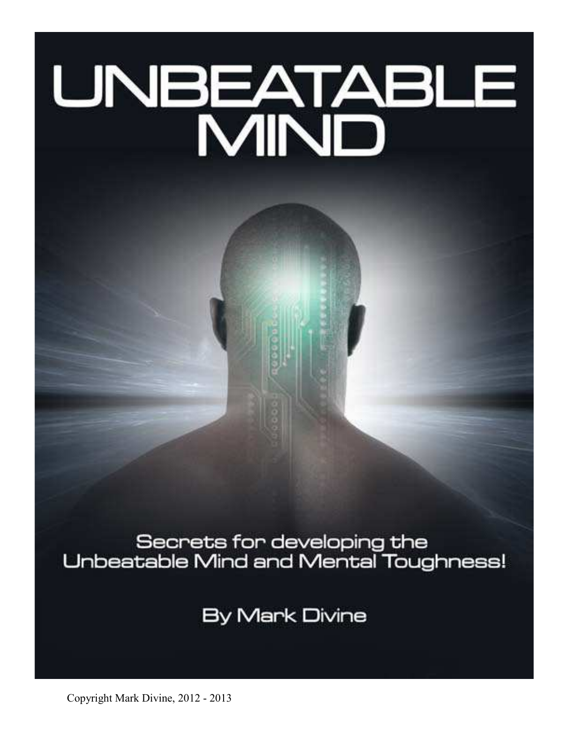# UNBEATABLE MIND

Secrets for developing the Unbeatable Mind and Mental Toughness!

By Mark Divine

Copyright Mark Divine, 2012 - 2013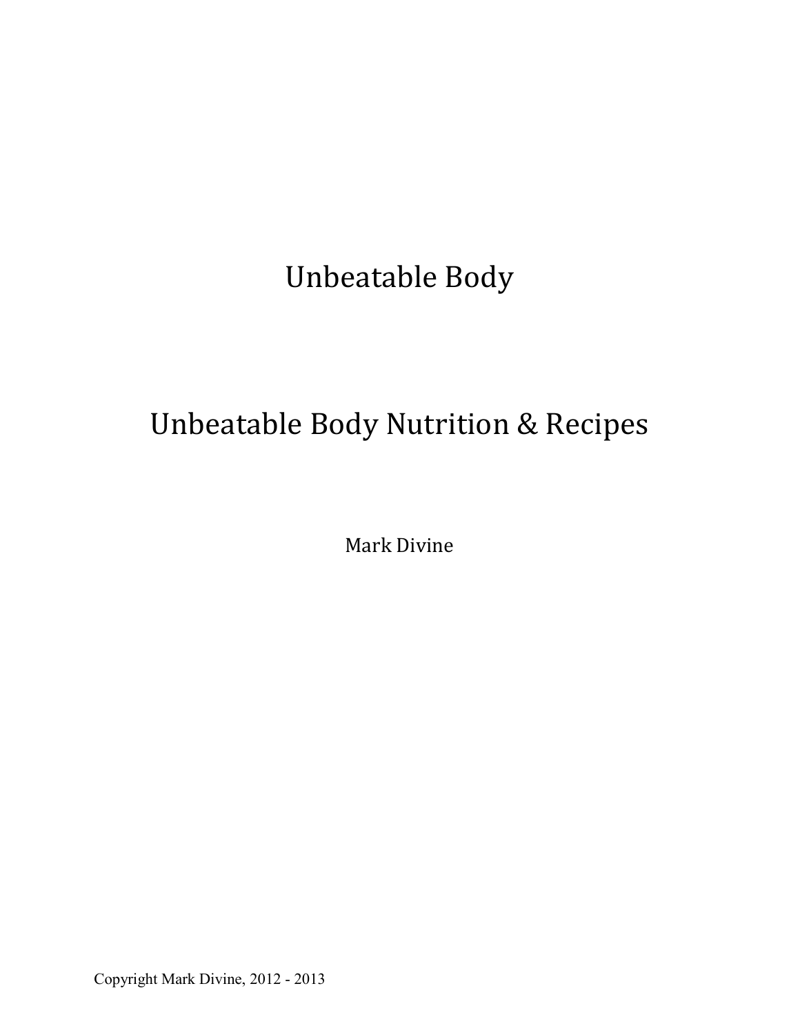# Unbeatable Body

## Unbeatable Body Nutrition & Recipes

Mark Divine

Copyright Mark Divine, 2012 - 2013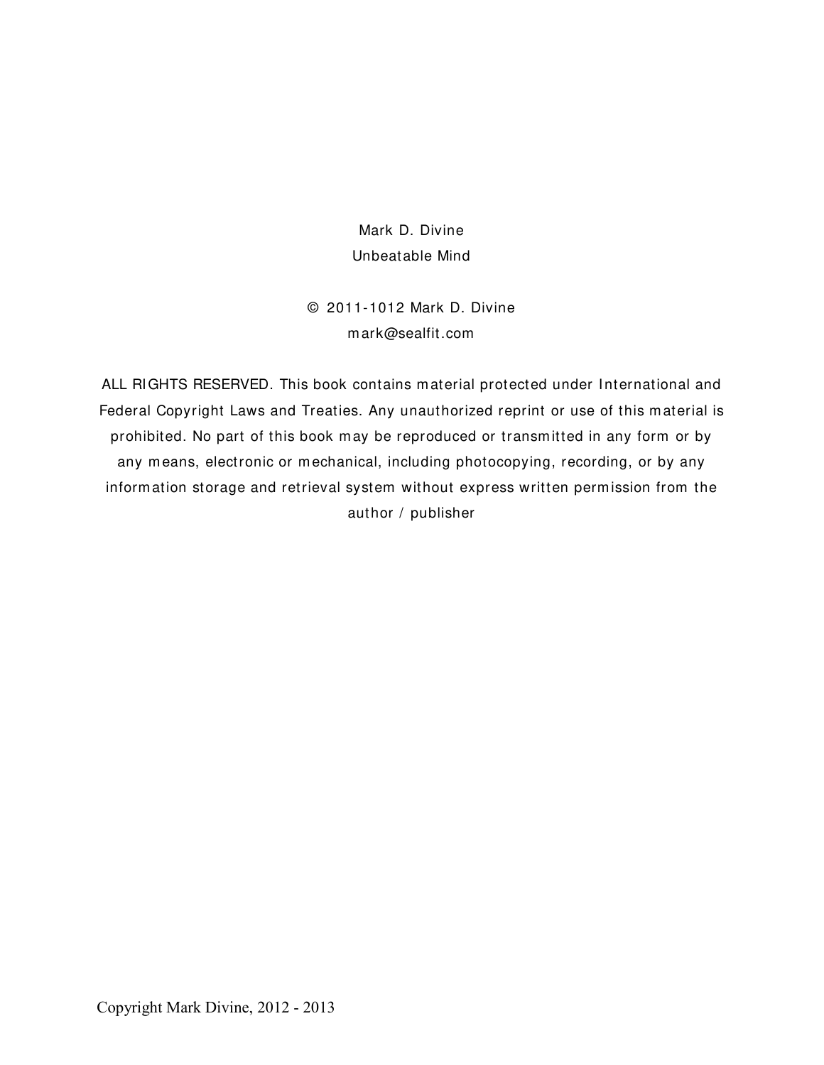Mark D. Divine
Unbeatable Mind

© 2011-1012 Mark D. Divine
mark@sealfit.com

ALL RIGHTS RESERVED. This book contains material protected under International and Federal Copyright Laws and Treaties. Any unauthorized reprint or use of this material is prohibited. No part of this book may be reproduced or transmitted in any form or by any means, electronic or mechanical, including photocopying, recording, or by any information storage and retrieval system without express written permission from the author / publisher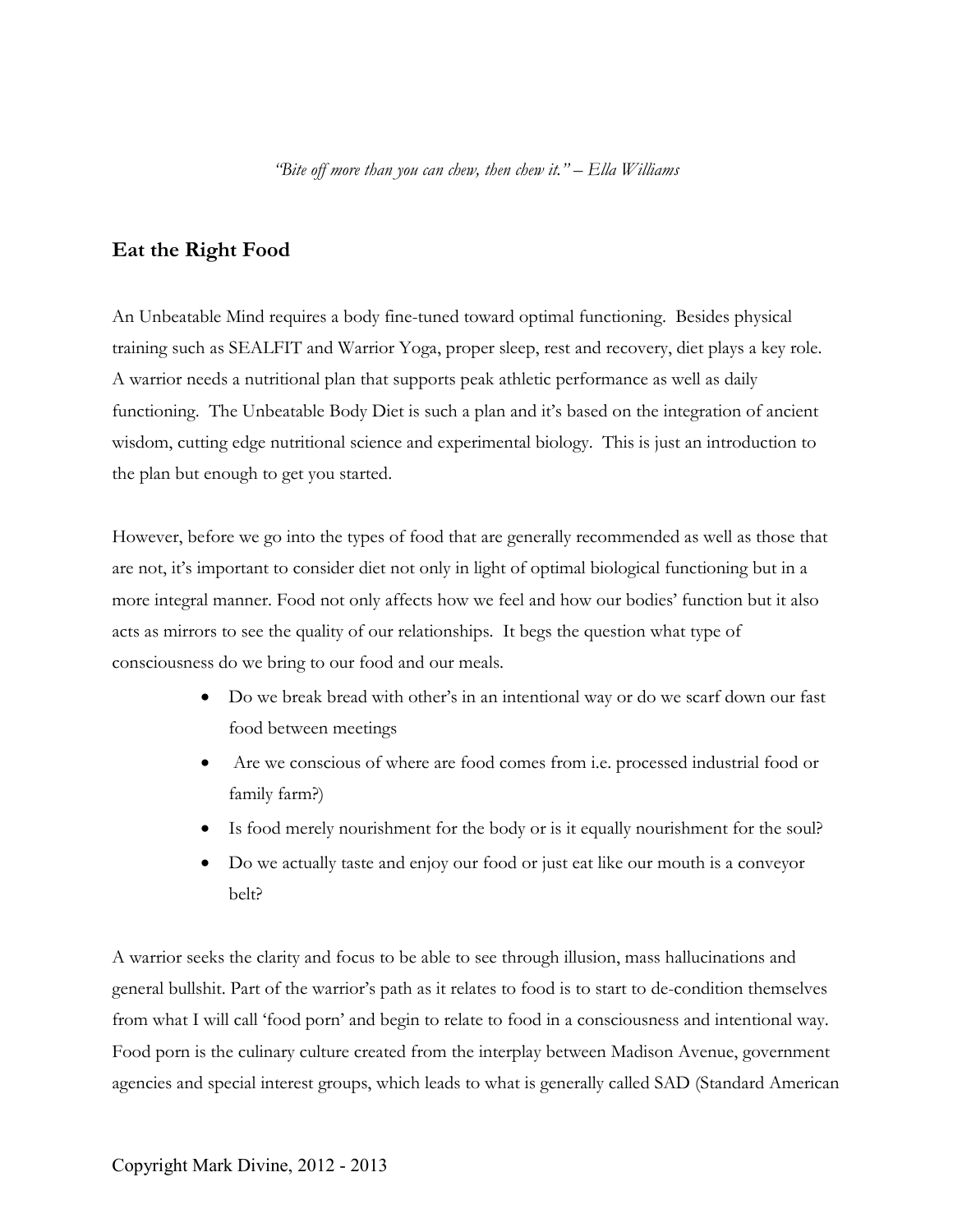*"Bite off more than you can chew, then chew it." – Ella Williams*

## Eat the Right Food

An Unbeatable Mind requires a body fine-tuned toward optimal functioning. Besides physical training such as SEALFIT and Warrior Yoga, proper sleep, rest and recovery, diet plays a key role. A warrior needs a nutritional plan that supports peak athletic performance as well as daily functioning. The Unbeatable Body Diet is such a plan and it's based on the integration of ancient wisdom, cutting edge nutritional science and experimental biology. This is just an introduction to the plan but enough to get you started.

However, before we go into the types of food that are generally recommended as well as those that are not, it's important to consider diet not only in light of optimal biological functioning but in a more integral manner. Food not only affects how we feel and how our bodies' function but it also acts as mirrors to see the quality of our relationships. It begs the question what type of consciousness do we bring to our food and our meals.

- Do we break bread with other's in an intentional way or do we scarf down our fast food between meetings
- Are we conscious of where are food comes from i.e. processed industrial food or family farm?)
- Is food merely nourishment for the body or is it equally nourishment for the soul?
- Do we actually taste and enjoy our food or just eat like our mouth is a conveyor belt?

A warrior seeks the clarity and focus to be able to see through illusion, mass hallucinations and general bullshit. Part of the warrior's path as it relates to food is to start to de-condition themselves from what I will call 'food porn' and begin to relate to food in a consciousness and intentional way. Food porn is the culinary culture created from the interplay between Madison Avenue, government agencies and special interest groups, which leads to what is generally called SAD (Standard American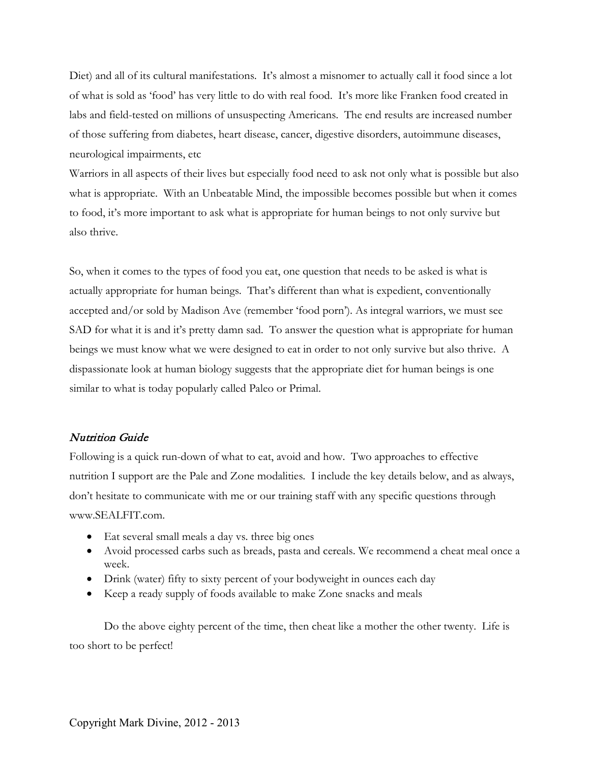Diet) and all of its cultural manifestations. It's almost a misnomer to actually call it food since a lot of what is sold as 'food' has very little to do with real food. It's more like Franken food created in labs and field-tested on millions of unsuspecting Americans. The end results are increased number of those suffering from diabetes, heart disease, cancer, digestive disorders, autoimmune diseases, neurological impairments, etc

Warriors in all aspects of their lives but especially food need to ask not only what is possible but also what is appropriate. With an Unbeatable Mind, the impossible becomes possible but when it comes to food, it's more important to ask what is appropriate for human beings to not only survive but also thrive.

So, when it comes to the types of food you eat, one question that needs to be asked is what is actually appropriate for human beings. That's different than what is expedient, conventionally accepted and/or sold by Madison Ave (remember 'food porn'). As integral warriors, we must see SAD for what it is and it's pretty damn sad. To answer the question what is appropriate for human beings we must know what we were designed to eat in order to not only survive but also thrive. A dispassionate look at human biology suggests that the appropriate diet for human beings is one similar to what is today popularly called Paleo or Primal.

### *Nutrition Guide*

Following is a quick run-down of what to eat, avoid and how. Two approaches to effective nutrition I support are the Pale and Zone modalities. I include the key details below, and as always, don't hesitate to communicate with me or our training staff with any specific questions through www.SEALFIT.com.

- Eat several small meals a day vs. three big ones
- Avoid processed carbs such as breads, pasta and cereals. We recommend a cheat meal once a week.
- Drink (water) fifty to sixty percent of your bodyweight in ounces each day
- Keep a ready supply of foods available to make Zone snacks and meals

Do the above eighty percent of the time, then cheat like a mother the other twenty. Life is too short to be perfect!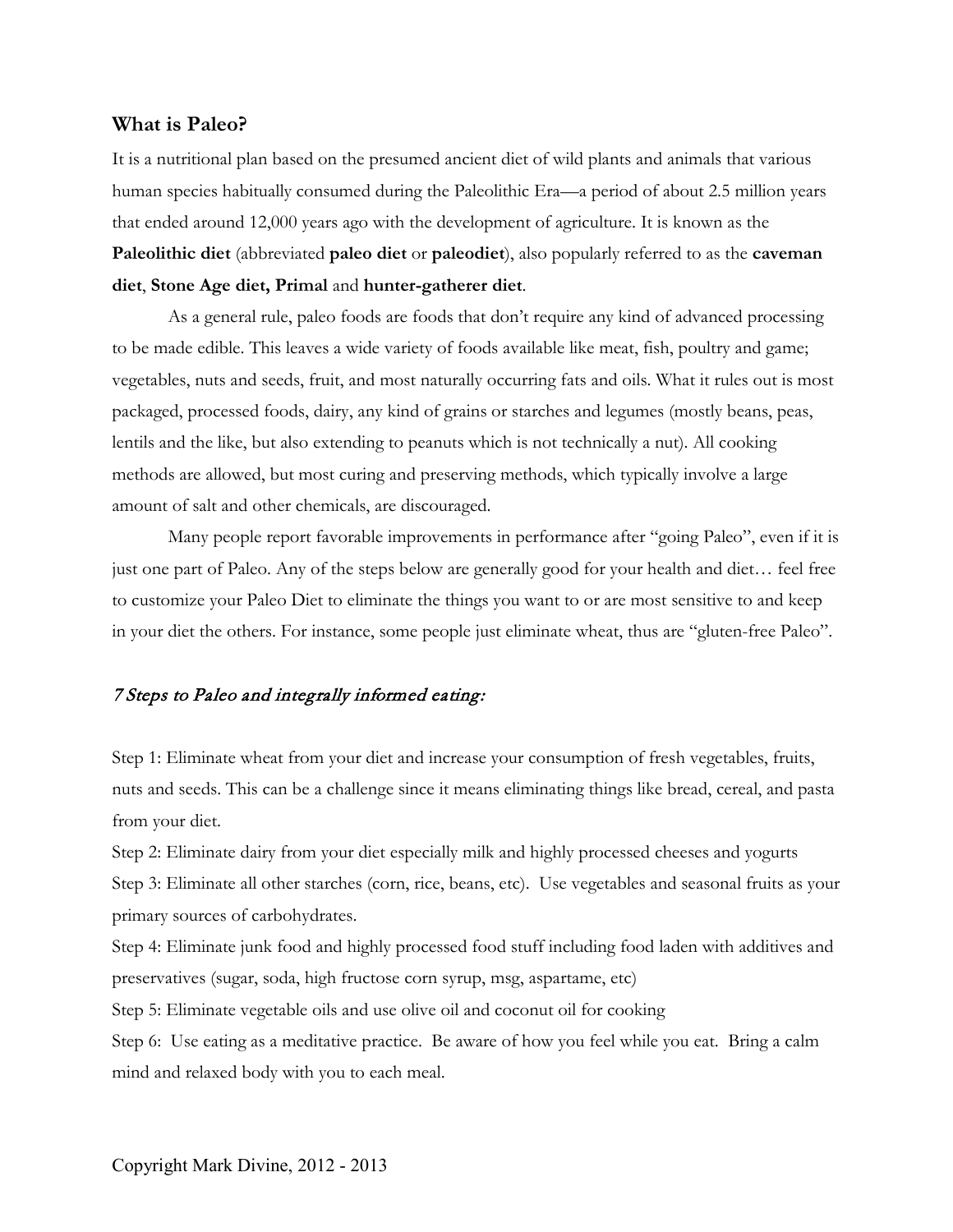## What is Paleo?

It is a nutritional plan based on the presumed ancient diet of wild plants and animals that various human species habitually consumed during the Paleolithic Era—a period of about 2.5 million years that ended around 12,000 years ago with the development of agriculture. It is known as the **Paleolithic diet** (abbreviated **paleo diet** or **paleodiet**), also popularly referred to as the **caveman diet**, **Stone Age diet, Primal** and **hunter-gatherer diet**.

As a general rule, paleo foods are foods that don't require any kind of advanced processing to be made edible. This leaves a wide variety of foods available like meat, fish, poultry and game; vegetables, nuts and seeds, fruit, and most naturally occurring fats and oils. What it rules out is most packaged, processed foods, dairy, any kind of grains or starches and legumes (mostly beans, peas, lentils and the like, but also extending to peanuts which is not technically a nut). All cooking methods are allowed, but most curing and preserving methods, which typically involve a large amount of salt and other chemicals, are discouraged.

Many people report favorable improvements in performance after "going Paleo", even if it is just one part of Paleo. Any of the steps below are generally good for your health and diet… feel free to customize your Paleo Diet to eliminate the things you want to or are most sensitive to and keep in your diet the others. For instance, some people just eliminate wheat, thus are "gluten-free Paleo".

### *7 Steps to Paleo and integrally informed eating:*

Step 1: Eliminate wheat from your diet and increase your consumption of fresh vegetables, fruits, nuts and seeds. This can be a challenge since it means eliminating things like bread, cereal, and pasta from your diet.

Step 2: Eliminate dairy from your diet especially milk and highly processed cheeses and yogurts

Step 3: Eliminate all other starches (corn, rice, beans, etc). Use vegetables and seasonal fruits as your primary sources of carbohydrates.

Step 4: Eliminate junk food and highly processed food stuff including food laden with additives and preservatives (sugar, soda, high fructose corn syrup, msg, aspartame, etc)

Step 5: Eliminate vegetable oils and use olive oil and coconut oil for cooking

Step 6: Use eating as a meditative practice. Be aware of how you feel while you eat. Bring a calm mind and relaxed body with you to each meal.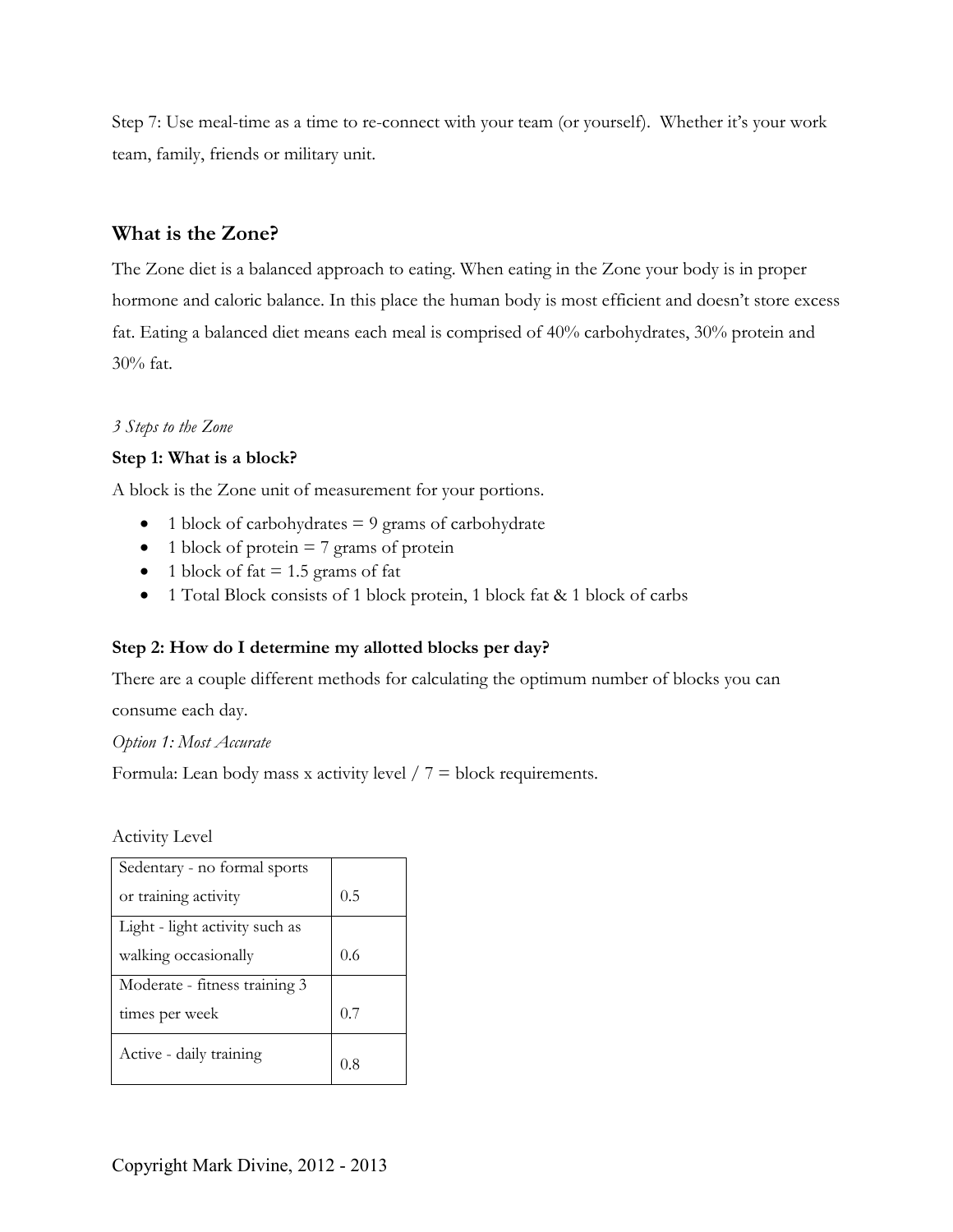Step 7: Use meal-time as a time to re-connect with your team (or yourself). Whether it's your work team, family, friends or military unit.

## What is the Zone?

The Zone diet is a balanced approach to eating. When eating in the Zone your body is in proper hormone and caloric balance. In this place the human body is most efficient and doesn't store excess fat. Eating a balanced diet means each meal is comprised of 40% carbohydrates, 30% protein and 30% fat.

*3 Steps to the Zone*

**Step 1: What is a block?**

A block is the Zone unit of measurement for your portions.

- 1 block of carbohydrates = 9 grams of carbohydrate
- 1 block of protein = 7 grams of protein
- 1 block of fat = 1.5 grams of fat
- 1 Total Block consists of 1 block protein, 1 block fat & 1 block of carbs

**Step 2: How do I determine my allotted blocks per day?**

There are a couple different methods for calculating the optimum number of blocks you can consume each day.

*Option 1: Most Accurate*

Formula: Lean body mass x activity level / 7 = block requirements.

Activity Level

| Activity | Level |
| --- | --- |
| Sedentary - no formal sports or training activity | 0.5 |
| Light - light activity such as walking occasionally | 0.6 |
| Moderate - fitness training 3 times per week | 0.7 |
| Active - daily training | 0.8 |

Copyright Mark Divine, 2012 - 2013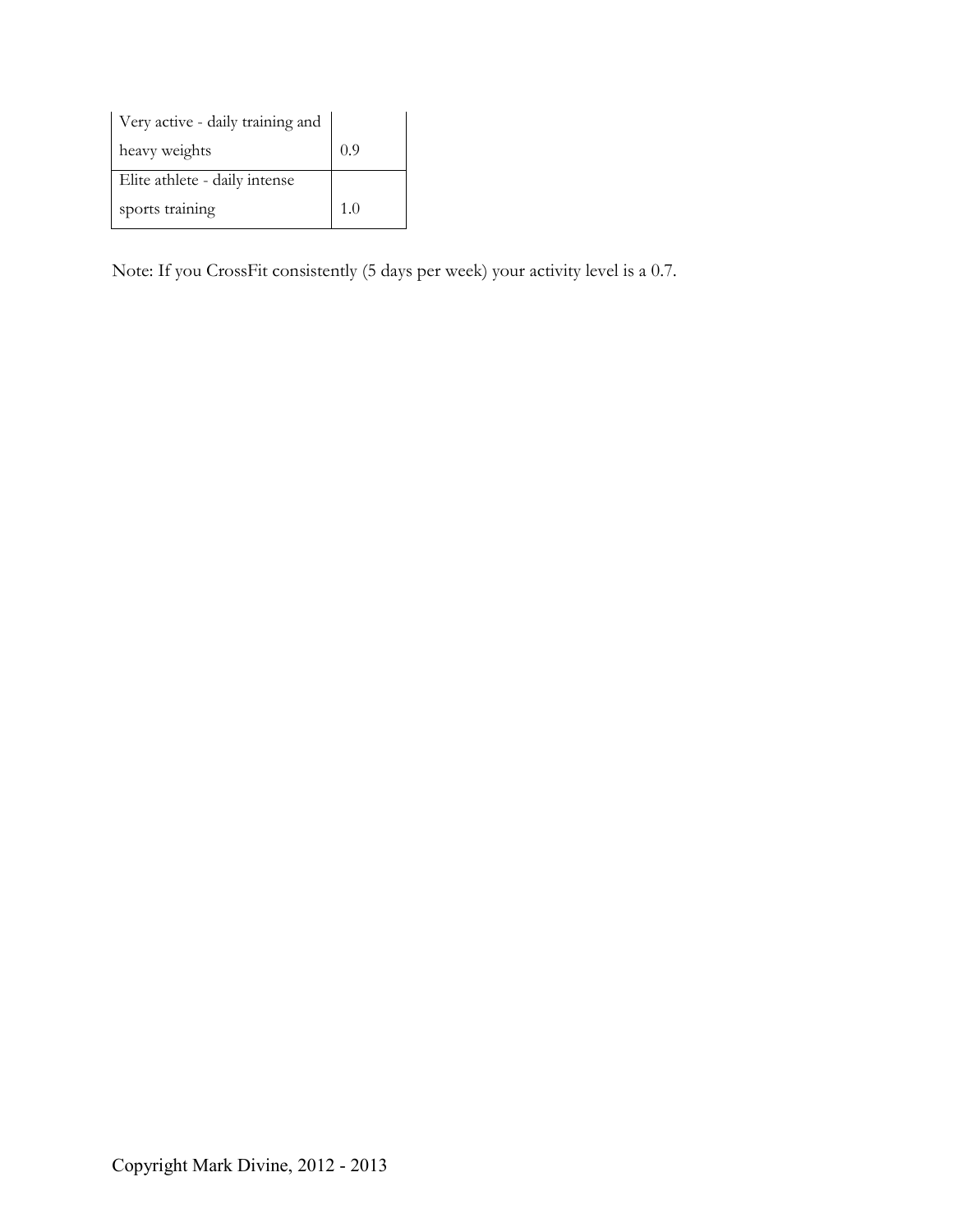| | |
|---|---|
| Very active - daily training and heavy weights | 0.9 |
| Elite athlete - daily intense sports training | 1.0 |

Note: If you CrossFit consistently (5 days per week) your activity level is a 0.7.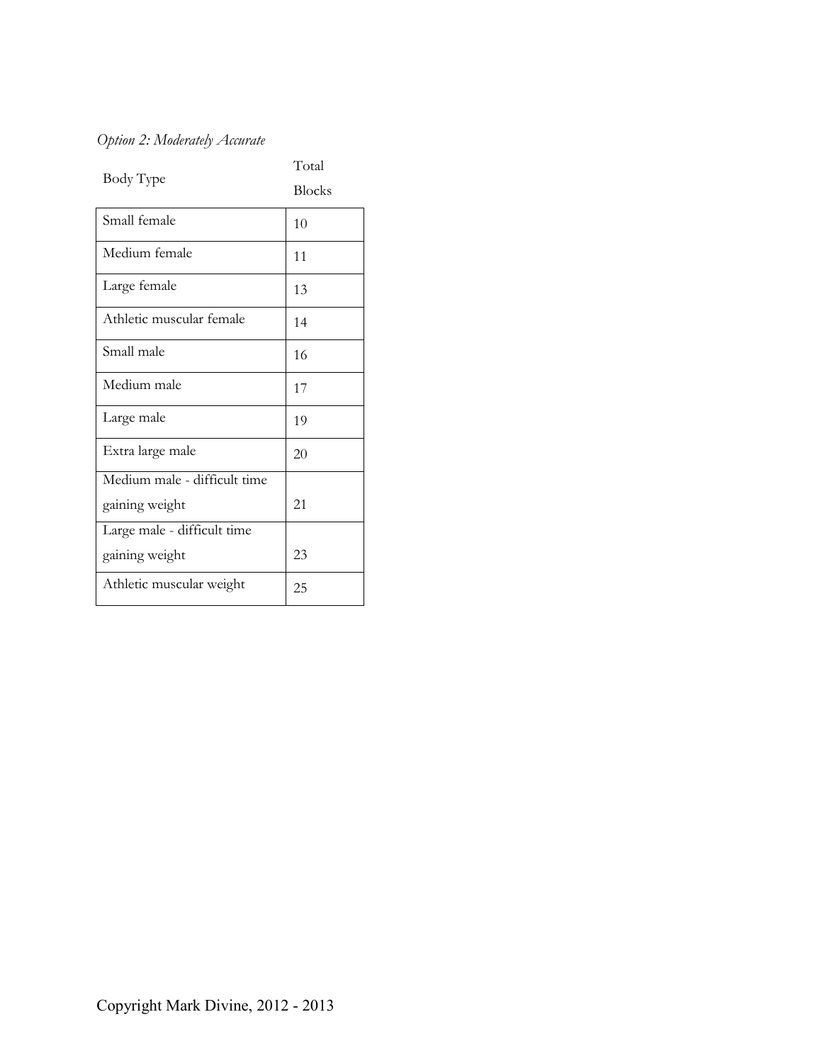*Option 2: Moderately Accurate*

| Body Type | Total Blocks |
|---|---|
| Small female | 10 |
| Medium female | 11 |
| Large female | 13 |
| Athletic muscular female | 14 |
| Small male | 16 |
| Medium male | 17 |
| Large male | 19 |
| Extra large male | 20 |
| Medium male - difficult time gaining weight | 21 |
| Large male - difficult time gaining weight | 23 |
| Athletic muscular weight | 25 |

Copyright Mark Divine, 2012 - 2013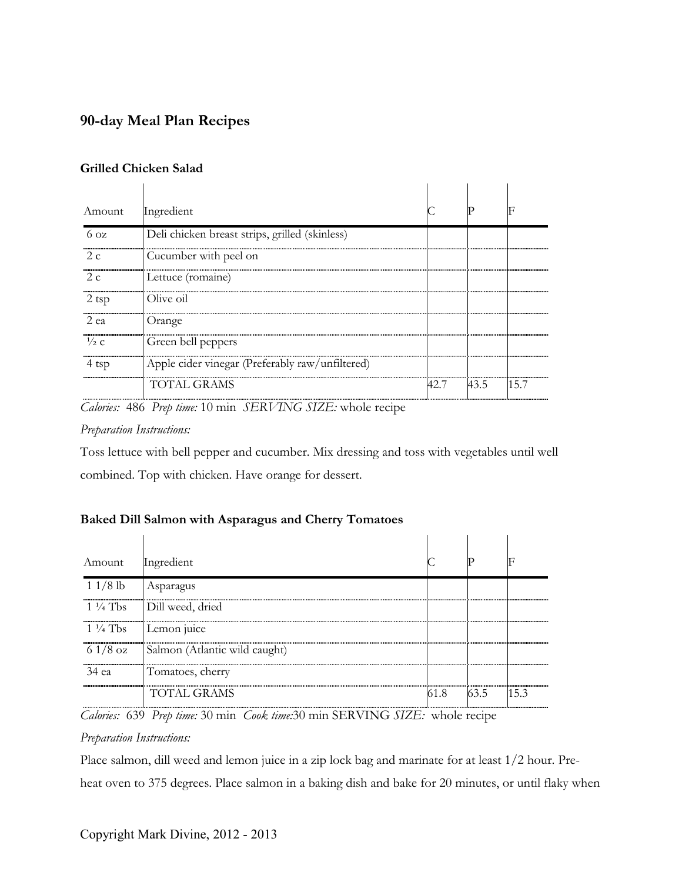## 90-day Meal Plan Recipes

### Grilled Chicken Salad

| Amount | Ingredient | C | P | F |
|---|---|---|---|---|
| 6 oz | Deli chicken breast strips, grilled (skinless) | | | |
| 2 c | Cucumber with peel on | | | |
| 2 c | Lettuce (romaine) | | | |
| 2 tsp | Olive oil | | | |
| 2 ea | Orange | | | |
| ½ c | Green bell peppers | | | |
| 4 tsp | Apple cider vinegar (Preferably raw/unfiltered) | | | |
| | TOTAL GRAMS | 42.7 | 43.5 | 15.7 |

*Calories:* 486 *Prep time:* 10 min *SERVING SIZE:* whole recipe

*Preparation Instructions:*

Toss lettuce with bell pepper and cucumber. Mix dressing and toss with vegetables until well combined. Top with chicken. Have orange for dessert.

### Baked Dill Salmon with Asparagus and Cherry Tomatoes

| Amount | Ingredient | C | P | F |
|---|---|---|---|---|
| 1 1/8 lb | Asparagus | | | |
| 1 ¼ Tbs | Dill weed, dried | | | |
| 1 ¼ Tbs | Lemon juice | | | |
| 6 1/8 oz | Salmon (Atlantic wild caught) | | | |
| 34 ea | Tomatoes, cherry | | | |
| | TOTAL GRAMS | 61.8 | 63.5 | 15.3 |

*Calories:* 639 *Prep time:* 30 min *Cook time:*30 min SERVING *SIZE:* whole recipe

*Preparation Instructions:*

Place salmon, dill weed and lemon juice in a zip lock bag and marinate for at least 1/2 hour. Pre-heat oven to 375 degrees. Place salmon in a baking dish and bake for 20 minutes, or until flaky when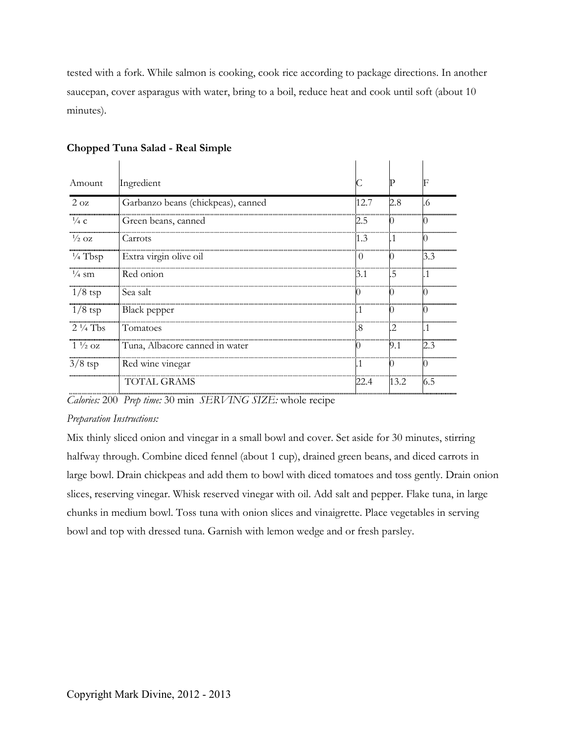tested with a fork. While salmon is cooking, cook rice according to package directions. In another saucepan, cover asparagus with water, bring to a boil, reduce heat and cook until soft (about 10 minutes).

**Chopped Tuna Salad - Real Simple**

| Amount | Ingredient | C | P | F |
|---|---|---|---|---|
| 2 oz | Garbanzo beans (chickpeas), canned | 12.7 | 2.8 | .6 |
| ¼ c | Green beans, canned | 2.5 | 0 | 0 |
| ½ oz | Carrots | 1.3 | .1 | 0 |
| ¼ Tbsp | Extra virgin olive oil | 0 | 0 | 3.3 |
| ¼ sm | Red onion | 3.1 | .5 | .1 |
| 1/8 tsp | Sea salt | 0 | 0 | 0 |
| 1/8 tsp | Black pepper | .1 | 0 | 0 |
| 2 ¼ Tbs | Tomatoes | .8 | .2 | .1 |
| 1 ½ oz | Tuna, Albacore canned in water | 0 | 9.1 | 2.3 |
| 3/8 tsp | Red wine vinegar | .1 | 0 | 0 |
| | TOTAL GRAMS | 22.4 | 13.2 | 6.5 |

*Calories:* 200 *Prep time:* 30 min *SERVING SIZE:* whole recipe

*Preparation Instructions:*

Mix thinly sliced onion and vinegar in a small bowl and cover. Set aside for 30 minutes, stirring halfway through. Combine diced fennel (about 1 cup), drained green beans, and diced carrots in large bowl. Drain chickpeas and add them to bowl with diced tomatoes and toss gently. Drain onion slices, reserving vinegar. Whisk reserved vinegar with oil. Add salt and pepper. Flake tuna, in large chunks in medium bowl. Toss tuna with onion slices and vinaigrette. Place vegetables in serving bowl and top with dressed tuna. Garnish with lemon wedge and or fresh parsley.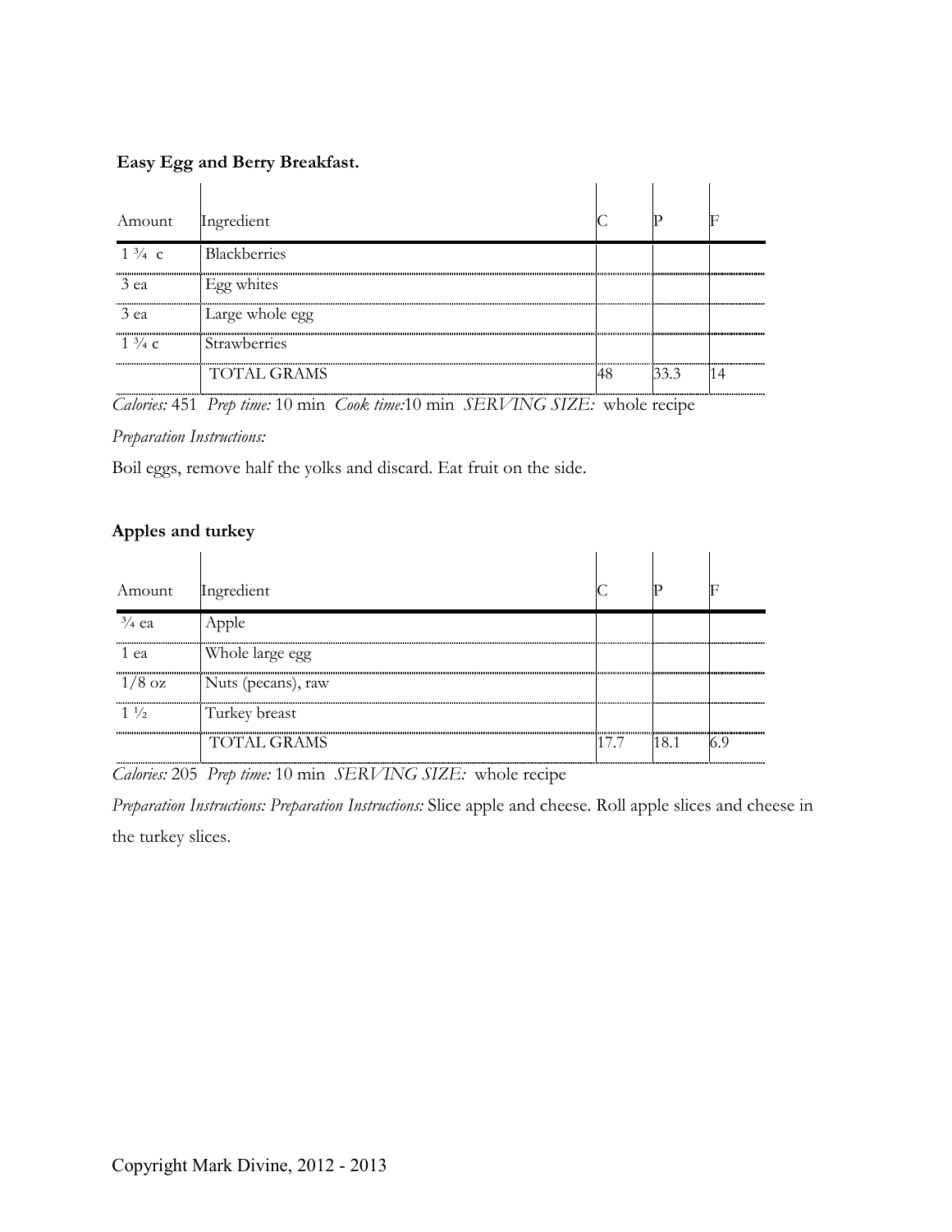**Easy Egg and Berry Breakfast.**

| Amount | Ingredient | C | P | F |
|---|---|---|---|---|
| 1 ¾ c | Blackberries | | | |
| 3 ea | Egg whites | | | |
| 3 ea | Large whole egg | | | |
| 1 ¾ c | Strawberries | | | |
| | TOTAL GRAMS | 48 | 33.3 | 14 |

*Calories:* 451 *Prep time:* 10 min *Cook time:*10 min *SERVING SIZE:* whole recipe

*Preparation Instructions:*

Boil eggs, remove half the yolks and discard. Eat fruit on the side.

**Apples and turkey**

| Amount | Ingredient | C | P | F |
|---|---|---|---|---|
| ¾ ea | Apple | | | |
| 1 ea | Whole large egg | | | |
| 1/8 oz | Nuts (pecans), raw | | | |
| 1 ½ | Turkey breast | | | |
| | TOTAL GRAMS | 17.7 | 18.1 | 6.9 |

*Calories:* 205 *Prep time:* 10 min *SERVING SIZE:* whole recipe

*Preparation Instructions: Preparation Instructions:* Slice apple and cheese. Roll apple slices and cheese in the turkey slices.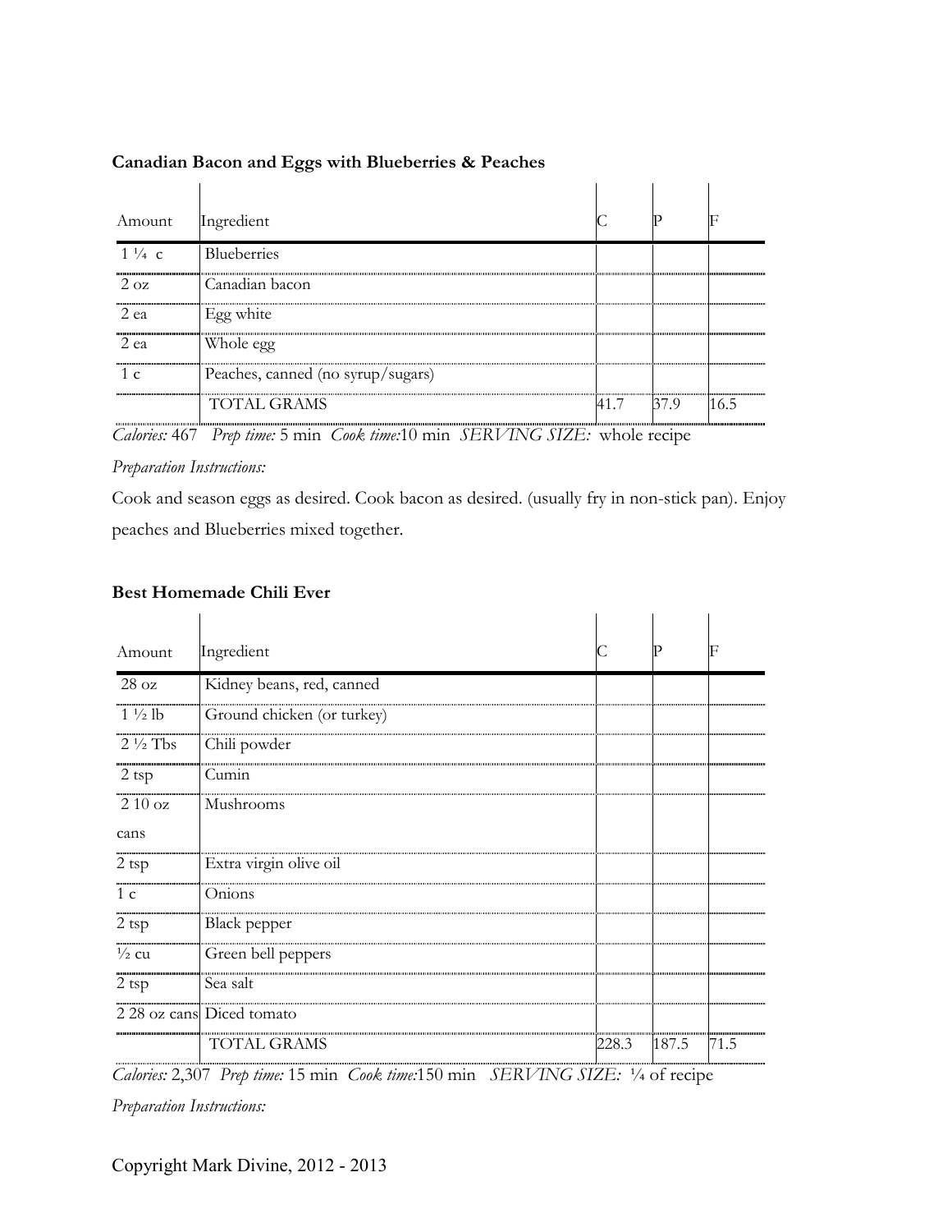**Canadian Bacon and Eggs with Blueberries & Peaches**

| Amount | Ingredient | C | P | F |
|---|---|---|---|---|
| 1 ¼ c | Blueberries | | | |
| 2 oz | Canadian bacon | | | |
| 2 ea | Egg white | | | |
| 2 ea | Whole egg | | | |
| 1 c | Peaches, canned (no syrup/sugars) | | | |
| | TOTAL GRAMS | 41.7 | 37.9 | 16.5 |

*Calories:* 467 *Prep time:* 5 min *Cook time:*10 min *SERVING SIZE:* whole recipe

*Preparation Instructions:*

Cook and season eggs as desired. Cook bacon as desired. (usually fry in non-stick pan). Enjoy peaches and Blueberries mixed together.

**Best Homemade Chili Ever**

| Amount | Ingredient | C | P | F |
|---|---|---|---|---|
| 28 oz | Kidney beans, red, canned | | | |
| 1 ½ lb | Ground chicken (or turkey) | | | |
| 2 ½ Tbs | Chili powder | | | |
| 2 tsp | Cumin | | | |
| 2 10 oz cans | Mushrooms | | | |
| 2 tsp | Extra virgin olive oil | | | |
| 1 c | Onions | | | |
| 2 tsp | Black pepper | | | |
| ½ cu | Green bell peppers | | | |
| 2 tsp | Sea salt | | | |
| 2 28 oz cans | Diced tomato | | | |
| | TOTAL GRAMS | 228.3 | 187.5 | 71.5 |

*Calories:* 2,307 *Prep time:* 15 min *Cook time:*150 min *SERVING SIZE:* ¼ of recipe

*Preparation Instructions:*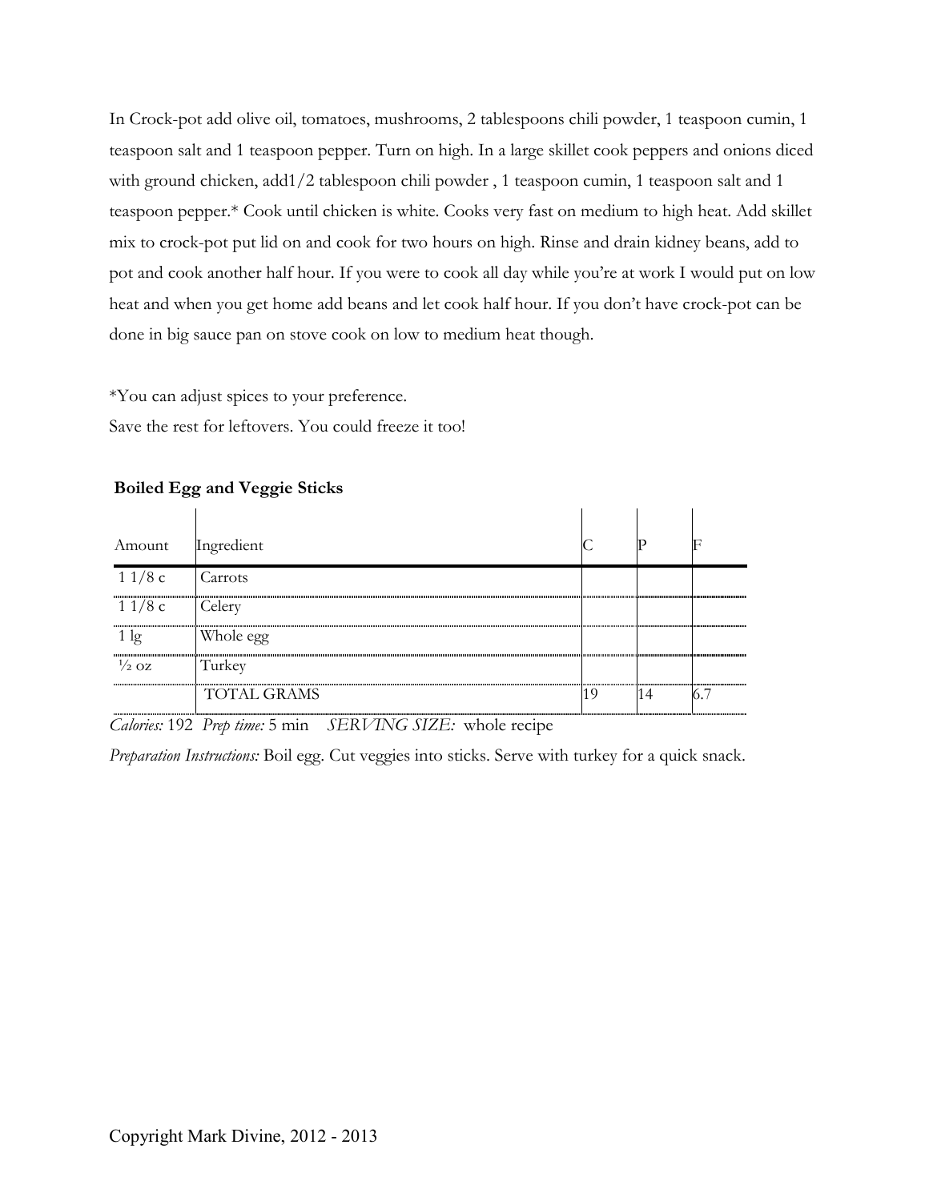In Crock-pot add olive oil, tomatoes, mushrooms, 2 tablespoons chili powder, 1 teaspoon cumin, 1 teaspoon salt and 1 teaspoon pepper. Turn on high. In a large skillet cook peppers and onions diced with ground chicken, add1/2 tablespoon chili powder , 1 teaspoon cumin, 1 teaspoon salt and 1 teaspoon pepper.* Cook until chicken is white. Cooks very fast on medium to high heat. Add skillet mix to crock-pot put lid on and cook for two hours on high. Rinse and drain kidney beans, add to pot and cook another half hour. If you were to cook all day while you're at work I would put on low heat and when you get home add beans and let cook half hour. If you don't have crock-pot can be done in big sauce pan on stove cook on low to medium heat though.

*You can adjust spices to your preference.
Save the rest for leftovers. You could freeze it too!

**Boiled Egg and Veggie Sticks**

| Amount | Ingredient | C | P | F |
|---|---|---|---|---|
| 1 1/8 c | Carrots | | | |
| 1 1/8 c | Celery | | | |
| 1 lg | Whole egg | | | |
| ½ oz | Turkey | | | |
| | TOTAL GRAMS | 19 | 14 | 6.7 |

*Calories:* 192 *Prep time:* 5 min *SERVING SIZE:* whole recipe

*Preparation Instructions:* Boil egg. Cut veggies into sticks. Serve with turkey for a quick snack.

Copyright Mark Divine, 2012 - 2013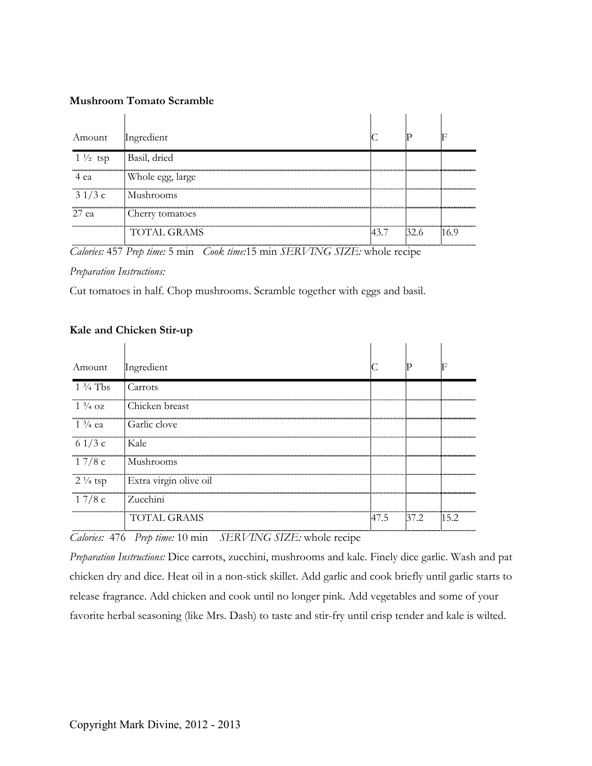**Mushroom Tomato Scramble**

| Amount | Ingredient | C | P | F |
|---|---|---|---|---|
| 1 ½ tsp | Basil, dried | | | |
| 4 ea | Whole egg, large | | | |
| 3 1/3 c | Mushrooms | | | |
| 27 ea | Cherry tomatoes | | | |
| | TOTAL GRAMS | 43.7 | 32.6 | 16.9 |

*Calories:* 457 *Prep time:* 5 min *Cook time:*15 min *SERVING SIZE:* whole recipe

*Preparation Instructions:*

Cut tomatoes in half. Chop mushrooms. Scramble together with eggs and basil.

**Kale and Chicken Stir-up**

| Amount | Ingredient | C | P | F |
|---|---|---|---|---|
| 1 ¾ Tbs | Carrots | | | |
| 1 ¾ oz | Chicken breast | | | |
| 1 ¾ ea | Garlic clove | | | |
| 6 1/3 c | Kale | | | |
| 1 7/8 c | Mushrooms | | | |
| 2 ¼ tsp | Extra virgin olive oil | | | |
| 1 7/8 c | Zucchini | | | |
| | TOTAL GRAMS | 47.5 | 37.2 | 15.2 |

*Calories:* 476 *Prep time:* 10 min *SERVING SIZE:* whole recipe

*Preparation Instructions:* Dice carrots, zucchini, mushrooms and kale. Finely dice garlic. Wash and pat chicken dry and dice. Heat oil in a non-stick skillet. Add garlic and cook briefly until garlic starts to release fragrance. Add chicken and cook until no longer pink. Add vegetables and some of your favorite herbal seasoning (like Mrs. Dash) to taste and stir-fry until crisp tender and kale is wilted.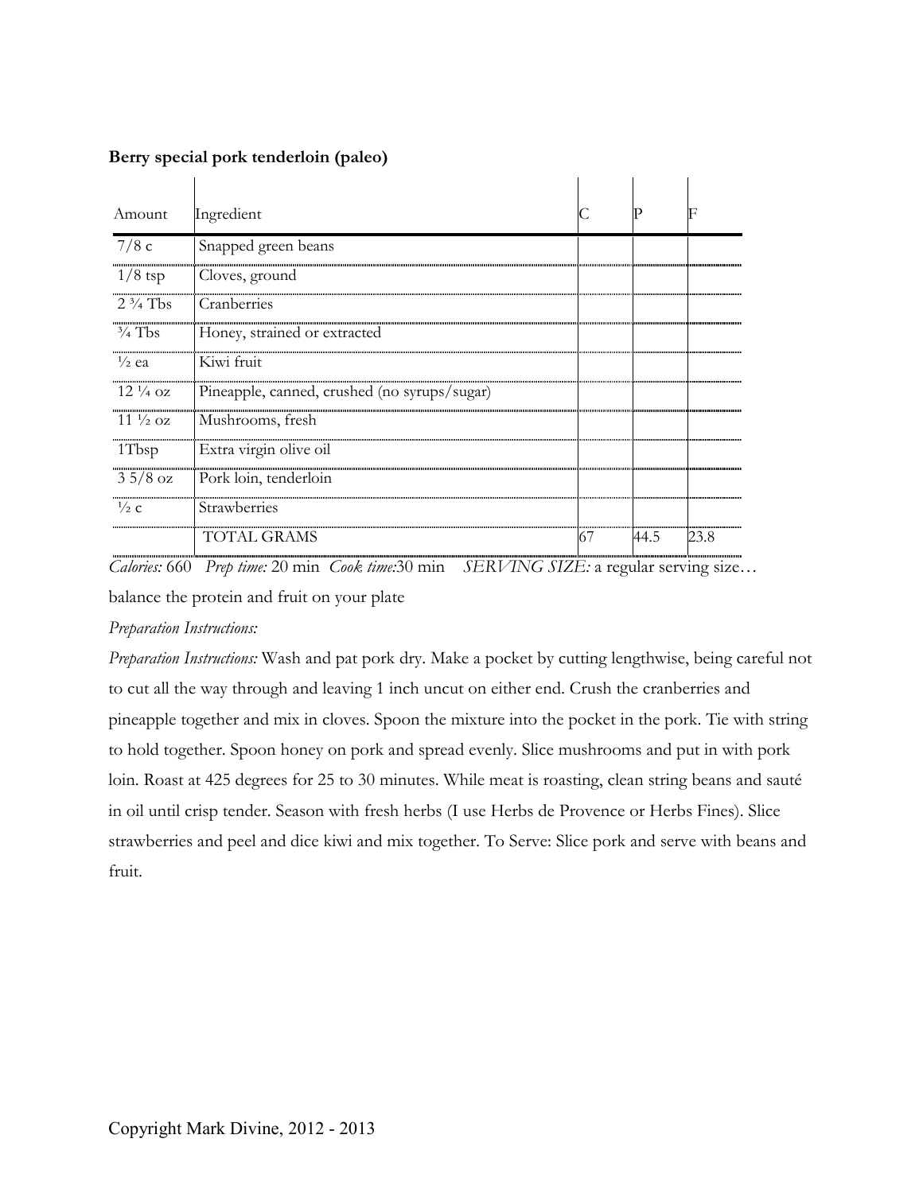**Berry special pork tenderloin (paleo)**

| Amount | Ingredient | C | P | F |
|---|---|---|---|---|
| 7/8 c | Snapped green beans | | | |
| 1/8 tsp | Cloves, ground | | | |
| 2 ¾ Tbs | Cranberries | | | |
| ¾ Tbs | Honey, strained or extracted | | | |
| ½ ea | Kiwi fruit | | | |
| 12 ¼ oz | Pineapple, canned, crushed (no syrups/sugar) | | | |
| 11 ½ oz | Mushrooms, fresh | | | |
| 1Tbsp | Extra virgin olive oil | | | |
| 3 5/8 oz | Pork loin, tenderloin | | | |
| ½ c | Strawberries | | | |
| | TOTAL GRAMS | 67 | 44.5 | 23.8 |

*Calories:* 660 *Prep time:* 20 min *Cook time:*30 min *SERVING SIZE:* a regular serving size… balance the protein and fruit on your plate

*Preparation Instructions:*

*Preparation Instructions:* Wash and pat pork dry. Make a pocket by cutting lengthwise, being careful not to cut all the way through and leaving 1 inch uncut on either end. Crush the cranberries and pineapple together and mix in cloves. Spoon the mixture into the pocket in the pork. Tie with string to hold together. Spoon honey on pork and spread evenly. Slice mushrooms and put in with pork loin. Roast at 425 degrees for 25 to 30 minutes. While meat is roasting, clean string beans and sauté in oil until crisp tender. Season with fresh herbs (I use Herbs de Provence or Herbs Fines). Slice strawberries and peel and dice kiwi and mix together. To Serve: Slice pork and serve with beans and fruit.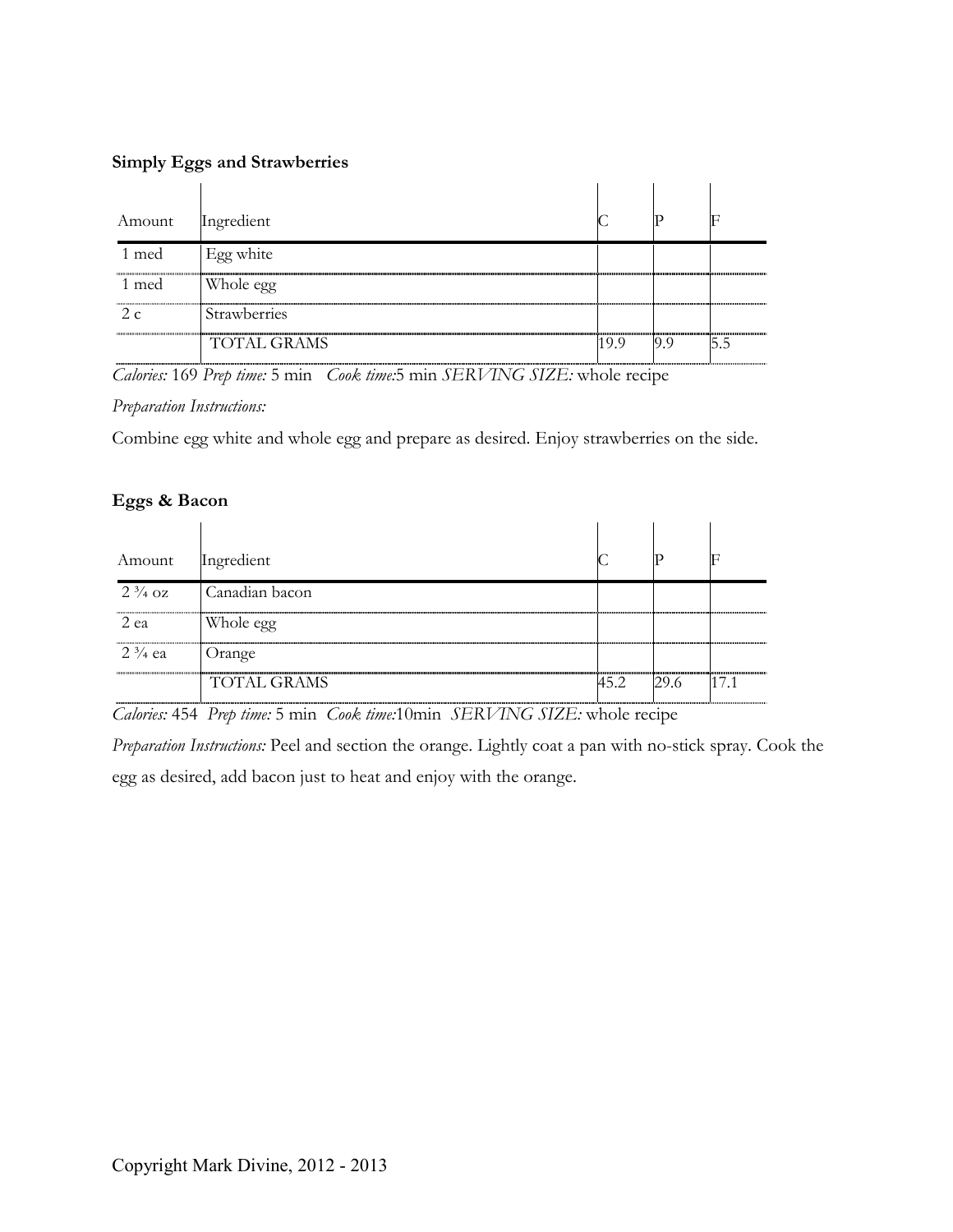**Simply Eggs and Strawberries**

| Amount | Ingredient | C | P | F |
|---|---|---|---|---|
| 1 med | Egg white | | | |
| 1 med | Whole egg | | | |
| 2 c | Strawberries | | | |
| | TOTAL GRAMS | 19.9 | 9.9 | 5.5 |

*Calories:* 169 *Prep time:* 5 min *Cook time:*5 min *SERVING SIZE:* whole recipe

*Preparation Instructions:*

Combine egg white and whole egg and prepare as desired. Enjoy strawberries on the side.

**Eggs & Bacon**

| Amount | Ingredient | C | P | F |
|---|---|---|---|---|
| 2 ¾ oz | Canadian bacon | | | |
| 2 ea | Whole egg | | | |
| 2 ¾ ea | Orange | | | |
| | TOTAL GRAMS | 45.2 | 29.6 | 17.1 |

*Calories:* 454 *Prep time:* 5 min *Cook time:*10min *SERVING SIZE:* whole recipe

*Preparation Instructions:* Peel and section the orange. Lightly coat a pan with no-stick spray. Cook the egg as desired, add bacon just to heat and enjoy with the orange.

Copyright Mark Divine, 2012 - 2013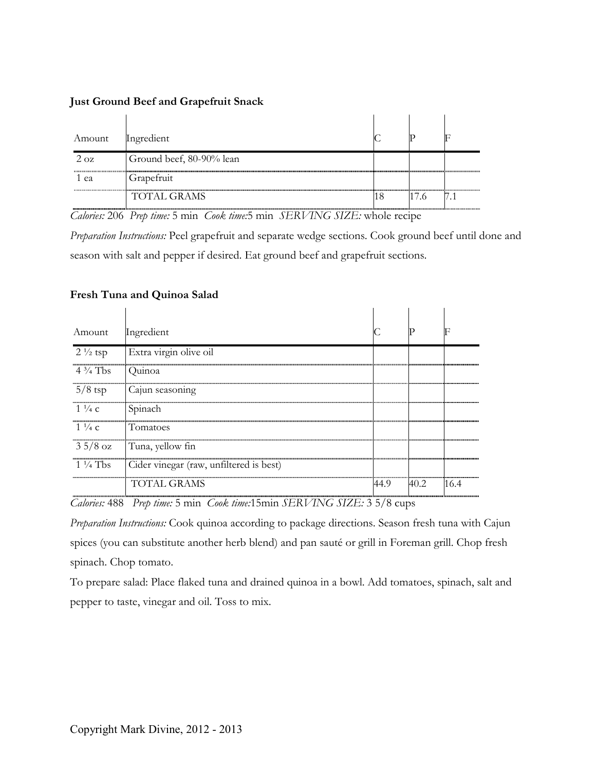**Just Ground Beef and Grapefruit Snack**

| Amount | Ingredient | C | P | F |
|---|---|---|---|---|
| 2 oz | Ground beef, 80-90% lean | | | |
| 1 ea | Grapefruit | | | |
| | TOTAL GRAMS | 18 | 17.6 | 7.1 |

*Calories:* 206 *Prep time:* 5 min *Cook time:*5 min *SERVING SIZE:* whole recipe

*Preparation Instructions:* Peel grapefruit and separate wedge sections. Cook ground beef until done and season with salt and pepper if desired. Eat ground beef and grapefruit sections.

**Fresh Tuna and Quinoa Salad**

| Amount | Ingredient | C | P | F |
|---|---|---|---|---|
| 2 ½ tsp | Extra virgin olive oil | | | |
| 4 ¾ Tbs | Quinoa | | | |
| 5/8 tsp | Cajun seasoning | | | |
| 1 ¼ c | Spinach | | | |
| 1 ¼ c | Tomatoes | | | |
| 3 5/8 oz | Tuna, yellow fin | | | |
| 1 ¼ Tbs | Cider vinegar (raw, unfiltered is best) | | | |
| | TOTAL GRAMS | 44.9 | 40.2 | 16.4 |

*Calories:* 488 *Prep time:* 5 min *Cook time:*15min *SERVING SIZE:* 3 5/8 cups

*Preparation Instructions:* Cook quinoa according to package directions. Season fresh tuna with Cajun spices (you can substitute another herb blend) and pan sauté or grill in Foreman grill. Chop fresh spinach. Chop tomato.

To prepare salad: Place flaked tuna and drained quinoa in a bowl. Add tomatoes, spinach, salt and pepper to taste, vinegar and oil. Toss to mix.

Copyright Mark Divine, 2012 - 2013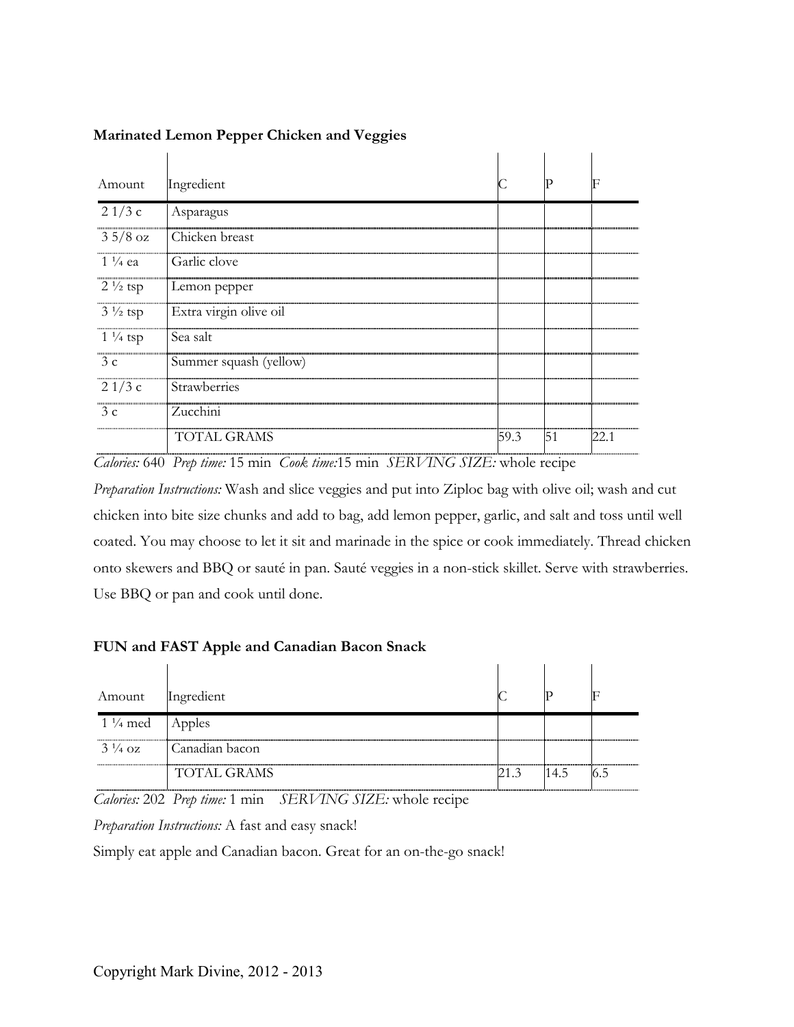**Marinated Lemon Pepper Chicken and Veggies**

| Amount | Ingredient | C | P | F |
|---|---|---|---|---|
| 2 1/3 c | Asparagus | | | |
| 3 5/8 oz | Chicken breast | | | |
| 1 ¼ ea | Garlic clove | | | |
| 2 ½ tsp | Lemon pepper | | | |
| 3 ½ tsp | Extra virgin olive oil | | | |
| 1 ¼ tsp | Sea salt | | | |
| 3 c | Summer squash (yellow) | | | |
| 2 1/3 c | Strawberries | | | |
| 3 c | Zucchini | | | |
| | TOTAL GRAMS | 59.3 | 51 | 22.1 |

*Calories:* 640 *Prep time:* 15 min *Cook time:*15 min *SERVING SIZE:* whole recipe

*Preparation Instructions:* Wash and slice veggies and put into Ziploc bag with olive oil; wash and cut chicken into bite size chunks and add to bag, add lemon pepper, garlic, and salt and toss until well coated. You may choose to let it sit and marinade in the spice or cook immediately. Thread chicken onto skewers and BBQ or sauté in pan. Sauté veggies in a non-stick skillet. Serve with strawberries. Use BBQ or pan and cook until done.

**FUN and FAST Apple and Canadian Bacon Snack**

| Amount | Ingredient | C | P | F |
|---|---|---|---|---|
| 1 ¼ med | Apples | | | |
| 3 ¼ oz | Canadian bacon | | | |
| | TOTAL GRAMS | 21.3 | 14.5 | 6.5 |

*Calories:* 202 *Prep time:* 1 min *SERVING SIZE:* whole recipe

*Preparation Instructions:* A fast and easy snack!

Simply eat apple and Canadian bacon. Great for an on-the-go snack!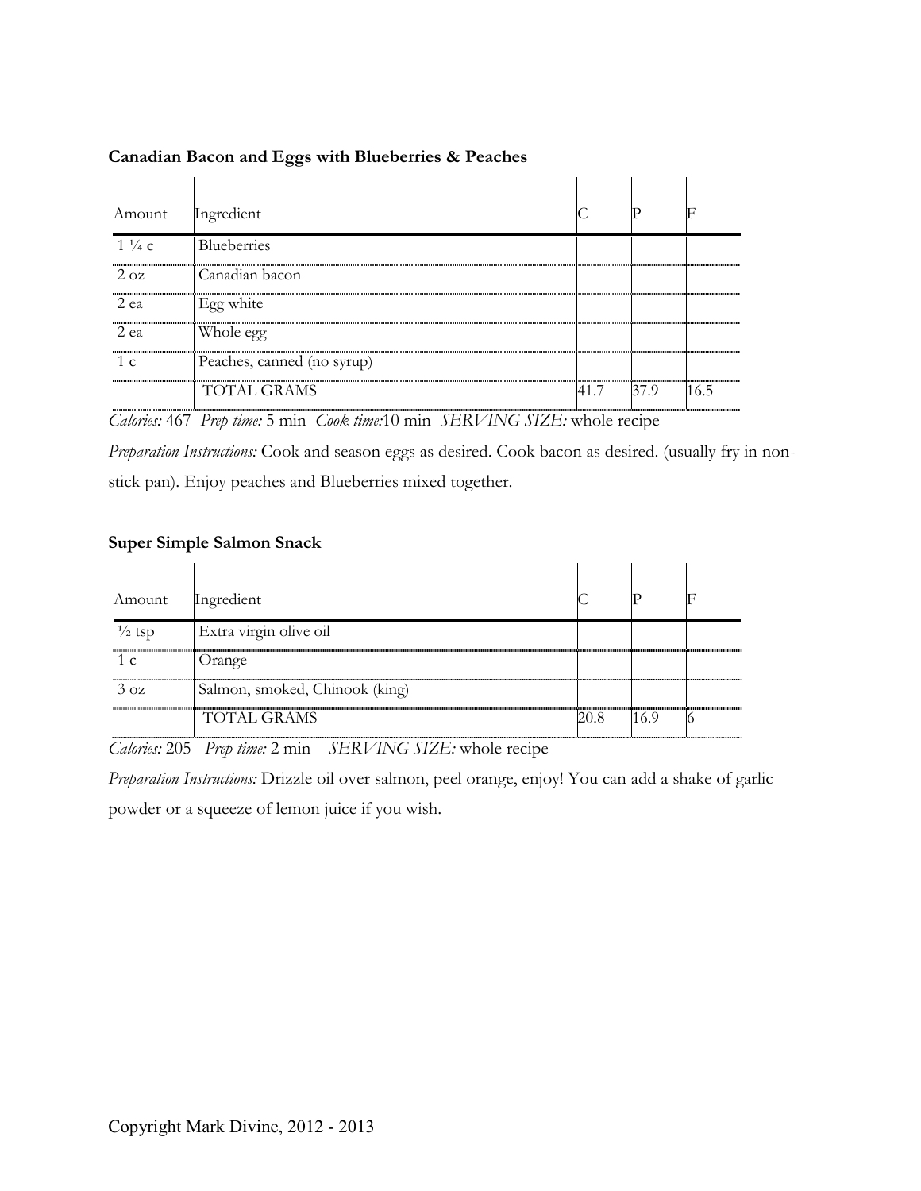**Canadian Bacon and Eggs with Blueberries & Peaches**

| Amount | Ingredient | C | P | F |
|---|---|---|---|---|
| 1 ¼ c | Blueberries | | | |
| 2 oz | Canadian bacon | | | |
| 2 ea | Egg white | | | |
| 2 ea | Whole egg | | | |
| 1 c | Peaches, canned (no syrup) | | | |
| | TOTAL GRAMS | 41.7 | 37.9 | 16.5 |

*Calories:* 467 *Prep time:* 5 min *Cook time:*10 min *SERVING SIZE:* whole recipe

*Preparation Instructions:* Cook and season eggs as desired. Cook bacon as desired. (usually fry in non-stick pan). Enjoy peaches and Blueberries mixed together.

**Super Simple Salmon Snack**

| Amount | Ingredient | C | P | F |
|---|---|---|---|---|
| ½ tsp | Extra virgin olive oil | | | |
| 1 c | Orange | | | |
| 3 oz | Salmon, smoked, Chinook (king) | | | |
| | TOTAL GRAMS | 20.8 | 16.9 | 6 |

*Calories:* 205 *Prep time:* 2 min *SERVING SIZE:* whole recipe

*Preparation Instructions:* Drizzle oil over salmon, peel orange, enjoy! You can add a shake of garlic powder or a squeeze of lemon juice if you wish.

Copyright Mark Divine, 2012 - 2013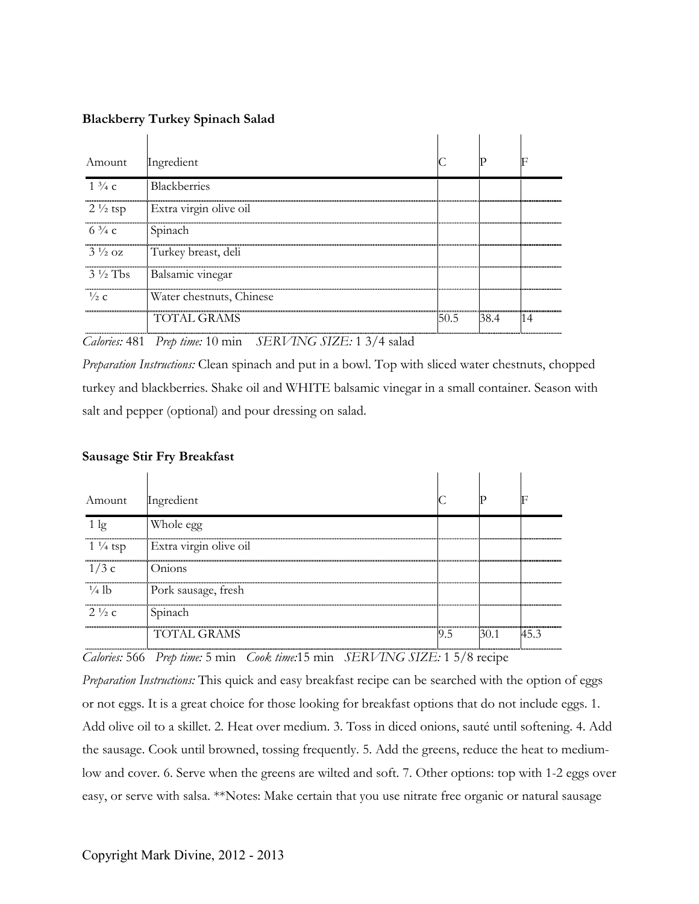**Blackberry Turkey Spinach Salad**

| Amount | Ingredient | C | P | F |
|---|---|---|---|---|
| 1 ¾ c | Blackberries | | | |
| 2 ½ tsp | Extra virgin olive oil | | | |
| 6 ¾ c | Spinach | | | |
| 3 ½ oz | Turkey breast, deli | | | |
| 3 ½ Tbs | Balsamic vinegar | | | |
| ½ c | Water chestnuts, Chinese | | | |
| | TOTAL GRAMS | 50.5 | 38.4 | 14 |

*Calories:* 481 *Prep time:* 10 min *SERVING SIZE:* 1 3/4 salad

*Preparation Instructions:* Clean spinach and put in a bowl. Top with sliced water chestnuts, chopped turkey and blackberries. Shake oil and WHITE balsamic vinegar in a small container. Season with salt and pepper (optional) and pour dressing on salad.

**Sausage Stir Fry Breakfast**

| Amount | Ingredient | C | P | F |
|---|---|---|---|---|
| 1 lg | Whole egg | | | |
| 1 ¼ tsp | Extra virgin olive oil | | | |
| 1/3 c | Onions | | | |
| ¼ lb | Pork sausage, fresh | | | |
| 2 ½ c | Spinach | | | |
| | TOTAL GRAMS | 9.5 | 30.1 | 45.3 |

*Calories:* 566 *Prep time:* 5 min *Cook time:*15 min *SERVING SIZE:* 1 5/8 recipe

*Preparation Instructions:* This quick and easy breakfast recipe can be searched with the option of eggs or not eggs. It is a great choice for those looking for breakfast options that do not include eggs. 1. Add olive oil to a skillet. 2. Heat over medium. 3. Toss in diced onions, sauté until softening. 4. Add the sausage. Cook until browned, tossing frequently. 5. Add the greens, reduce the heat to medium-low and cover. 6. Serve when the greens are wilted and soft. 7. Other options: top with 1-2 eggs over easy, or serve with salsa. **Notes: Make certain that you use nitrate free organic or natural sausage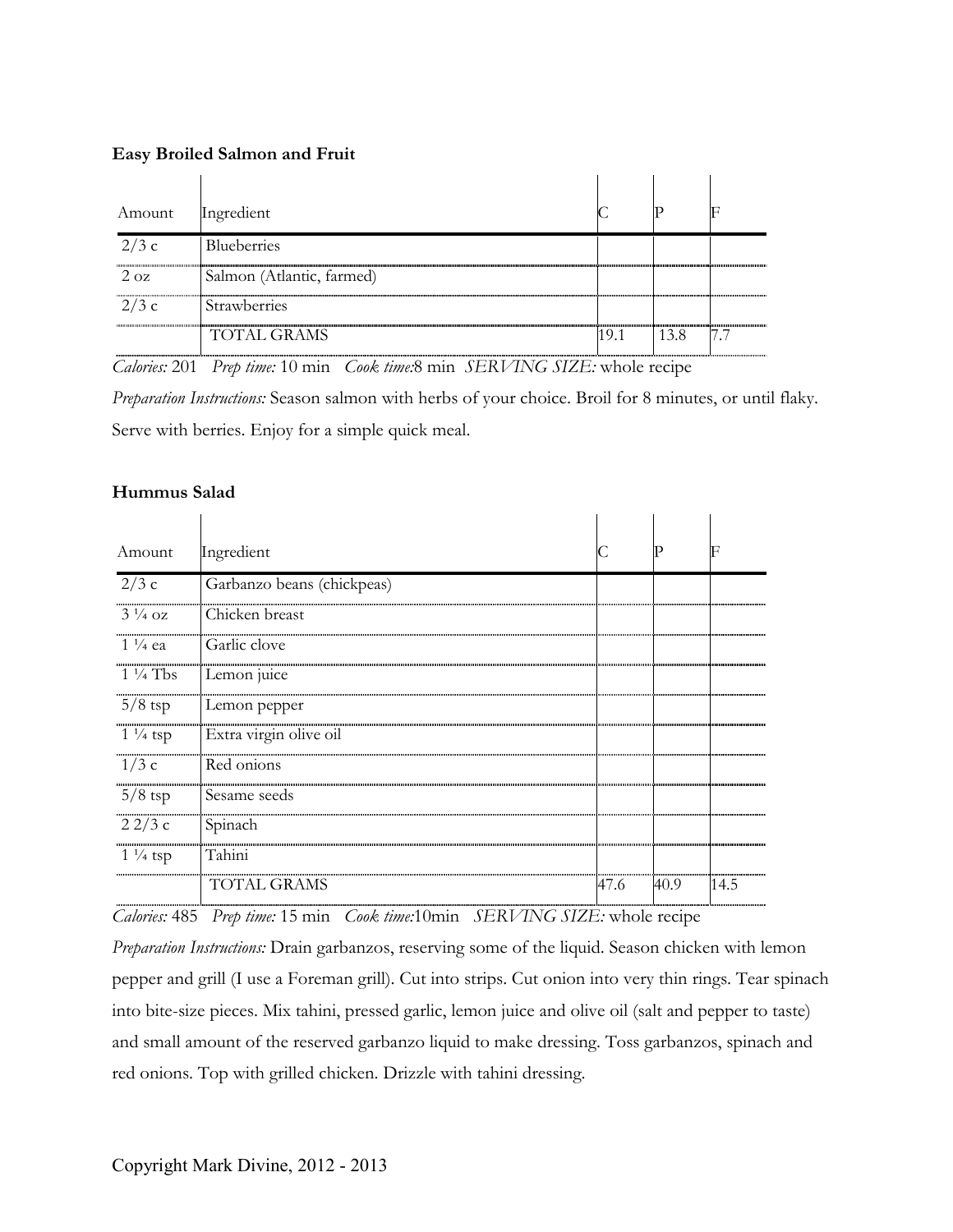**Easy Broiled Salmon and Fruit**

| Amount | Ingredient | C | P | F |
|---|---|---|---|---|
| 2/3 c | Blueberries | | | |
| 2 oz | Salmon (Atlantic, farmed) | | | |
| 2/3 c | Strawberries | | | |
| | TOTAL GRAMS | 19.1 | 13.8 | 7.7 |

*Calories:* 201 *Prep time:* 10 min *Cook time:*8 min *SERVING SIZE:* whole recipe

*Preparation Instructions:* Season salmon with herbs of your choice. Broil for 8 minutes, or until flaky. Serve with berries. Enjoy for a simple quick meal.

**Hummus Salad**

| Amount | Ingredient | C | P | F |
|---|---|---|---|---|
| 2/3 c | Garbanzo beans (chickpeas) | | | |
| 3 ¼ oz | Chicken breast | | | |
| 1 ¼ ea | Garlic clove | | | |
| 1 ¼ Tbs | Lemon juice | | | |
| 5/8 tsp | Lemon pepper | | | |
| 1 ¼ tsp | Extra virgin olive oil | | | |
| 1/3 c | Red onions | | | |
| 5/8 tsp | Sesame seeds | | | |
| 2 2/3 c | Spinach | | | |
| 1 ¼ tsp | Tahini | | | |
| | TOTAL GRAMS | 47.6 | 40.9 | 14.5 |

*Calories:* 485 *Prep time:* 15 min *Cook time:*10min *SERVING SIZE:* whole recipe

*Preparation Instructions:* Drain garbanzos, reserving some of the liquid. Season chicken with lemon pepper and grill (I use a Foreman grill). Cut into strips. Cut onion into very thin rings. Tear spinach into bite-size pieces. Mix tahini, pressed garlic, lemon juice and olive oil (salt and pepper to taste) and small amount of the reserved garbanzo liquid to make dressing. Toss garbanzos, spinach and red onions. Top with grilled chicken. Drizzle with tahini dressing.

Copyright Mark Divine, 2012 - 2013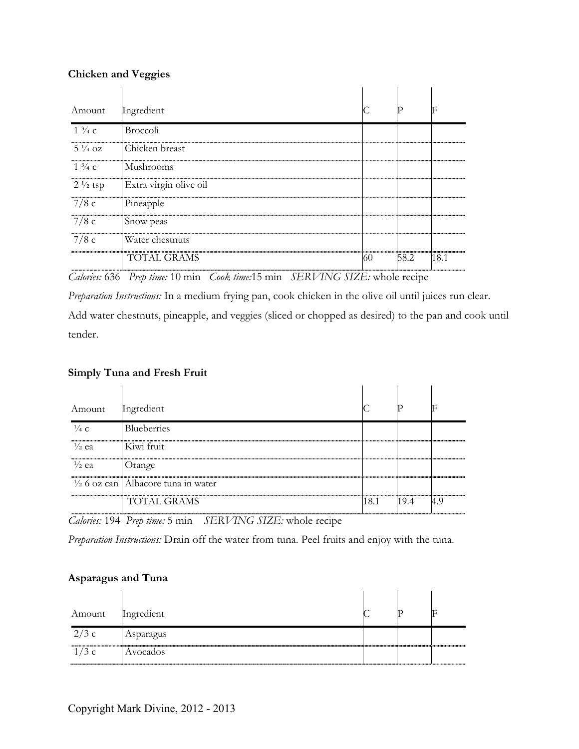**Chicken and Veggies**

| Amount | Ingredient | C | P | F |
|---|---|---|---|---|
| 1 ¾ c | Broccoli | | | |
| 5 ¼ oz | Chicken breast | | | |
| 1 ¾ c | Mushrooms | | | |
| 2 ½ tsp | Extra virgin olive oil | | | |
| 7/8 c | Pineapple | | | |
| 7/8 c | Snow peas | | | |
| 7/8 c | Water chestnuts | | | |
| | TOTAL GRAMS | 60 | 58.2 | 18.1 |

*Calories:* 636 *Prep time:* 10 min *Cook time:*15 min *SERVING SIZE:* whole recipe

*Preparation Instructions:* In a medium frying pan, cook chicken in the olive oil until juices run clear. Add water chestnuts, pineapple, and veggies (sliced or chopped as desired) to the pan and cook until tender.

**Simply Tuna and Fresh Fruit**

| Amount | Ingredient | C | P | F |
|---|---|---|---|---|
| ¼ c | Blueberries | | | |
| ½ ea | Kiwi fruit | | | |
| ½ ea | Orange | | | |
| ½ 6 oz can | Albacore tuna in water | | | |
| | TOTAL GRAMS | 18.1 | 19.4 | 4.9 |

*Calories:* 194 *Prep time:* 5 min *SERVING SIZE:* whole recipe

*Preparation Instructions:* Drain off the water from tuna. Peel fruits and enjoy with the tuna.

**Asparagus and Tuna**

| Amount | Ingredient | C | P | F |
|---|---|---|---|---|
| 2/3 c | Asparagus | | | |
| 1/3 c | Avocados | | | |

Copyright Mark Divine, 2012 - 2013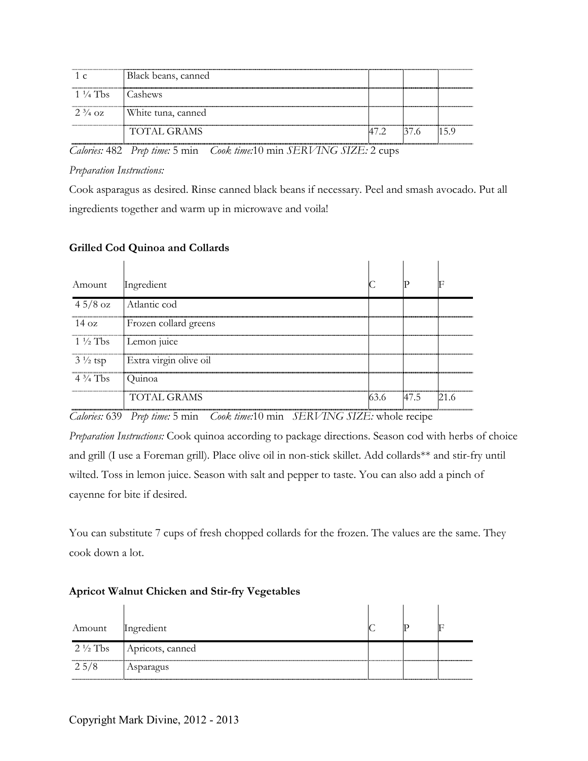| | | | | |
|---|---|---|---|---|
| 1 c | Black beans, canned | | | |
| 1 ¼ Tbs | Cashews | | | |
| 2 ¾ oz | White tuna, canned | | | |
| | TOTAL GRAMS | 47.2 | 37.6 | 15.9 |

*Calories:* 482 *Prep time:* 5 min *Cook time:*10 min *SERVING SIZE:* 2 cups

*Preparation Instructions:*

Cook asparagus as desired. Rinse canned black beans if necessary. Peel and smash avocado. Put all ingredients together and warm up in microwave and voila!

**Grilled Cod Quinoa and Collards**

| Amount | Ingredient | C | P | F |
|---|---|---|---|---|
| 4 5/8 oz | Atlantic cod | | | |
| 14 oz | Frozen collard greens | | | |
| 1 ½ Tbs | Lemon juice | | | |
| 3 ½ tsp | Extra virgin olive oil | | | |
| 4 ¾ Tbs | Quinoa | | | |
| | TOTAL GRAMS | 63.6 | 47.5 | 21.6 |

*Calories:* 639 *Prep time:* 5 min *Cook time:*10 min *SERVING SIZE:* whole recipe

*Preparation Instructions:* Cook quinoa according to package directions. Season cod with herbs of choice and grill (I use a Foreman grill). Place olive oil in non-stick skillet. Add collards** and stir-fry until wilted. Toss in lemon juice. Season with salt and pepper to taste. You can also add a pinch of cayenne for bite if desired.

You can substitute 7 cups of fresh chopped collards for the frozen. The values are the same. They cook down a lot.

**Apricot Walnut Chicken and Stir-fry Vegetables**

| Amount | Ingredient | C | P | F |
|---|---|---|---|---|
| 2 ½ Tbs | Apricots, canned | | | |
| 2 5/8 | Asparagus | | | |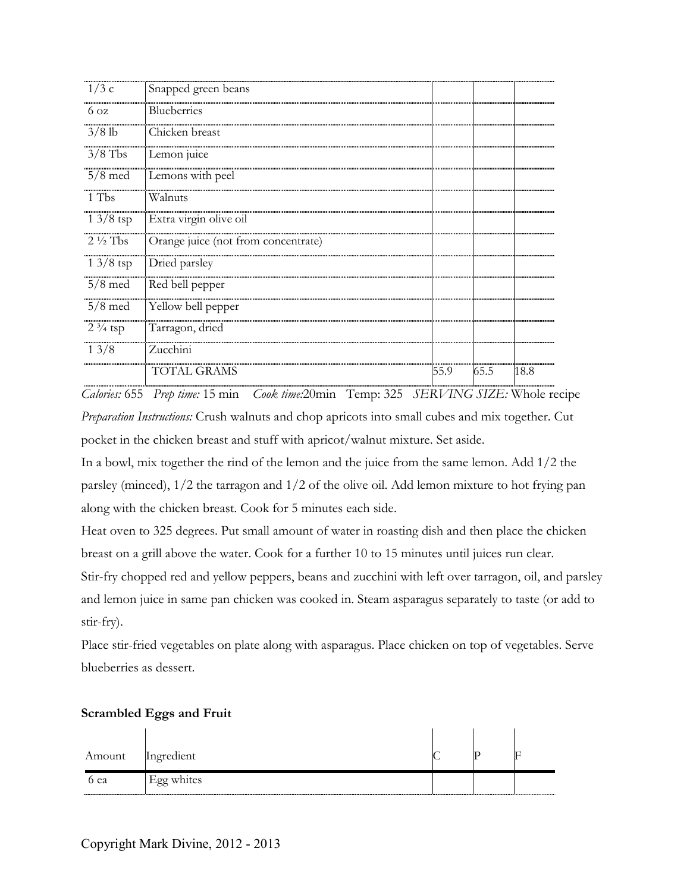| | | | | |
|---|---|---|---|---|
| 1/3 c | Snapped green beans | | | |
| 6 oz | Blueberries | | | |
| 3/8 lb | Chicken breast | | | |
| 3/8 Tbs | Lemon juice | | | |
| 5/8 med | Lemons with peel | | | |
| 1 Tbs | Walnuts | | | |
| 1 3/8 tsp | Extra virgin olive oil | | | |
| 2 ½ Tbs | Orange juice (not from concentrate) | | | |
| 1 3/8 tsp | Dried parsley | | | |
| 5/8 med | Red bell pepper | | | |
| 5/8 med | Yellow bell pepper | | | |
| 2 ¾ tsp | Tarragon, dried | | | |
| 1 3/8 | Zucchini | | | |
| | TOTAL GRAMS | 55.9 | 65.5 | 18.8 |

*Calories:* 655 *Prep time:* 15 min *Cook time:*20min Temp: 325 *SERVING SIZE:* Whole recipe

*Preparation Instructions:* Crush walnuts and chop apricots into small cubes and mix together. Cut pocket in the chicken breast and stuff with apricot/walnut mixture. Set aside.

In a bowl, mix together the rind of the lemon and the juice from the same lemon. Add 1/2 the parsley (minced), 1/2 the tarragon and 1/2 of the olive oil. Add lemon mixture to hot frying pan along with the chicken breast. Cook for 5 minutes each side.

Heat oven to 325 degrees. Put small amount of water in roasting dish and then place the chicken breast on a grill above the water. Cook for a further 10 to 15 minutes until juices run clear.

Stir-fry chopped red and yellow peppers, beans and zucchini with left over tarragon, oil, and parsley and lemon juice in same pan chicken was cooked in. Steam asparagus separately to taste (or add to stir-fry).

Place stir-fried vegetables on plate along with asparagus. Place chicken on top of vegetables. Serve blueberries as dessert.

**Scrambled Eggs and Fruit**

| Amount | Ingredient | C | P | F |
|---|---|---|---|---|
| 6 ea | Egg whites | | | |

Copyright Mark Divine, 2012 - 2013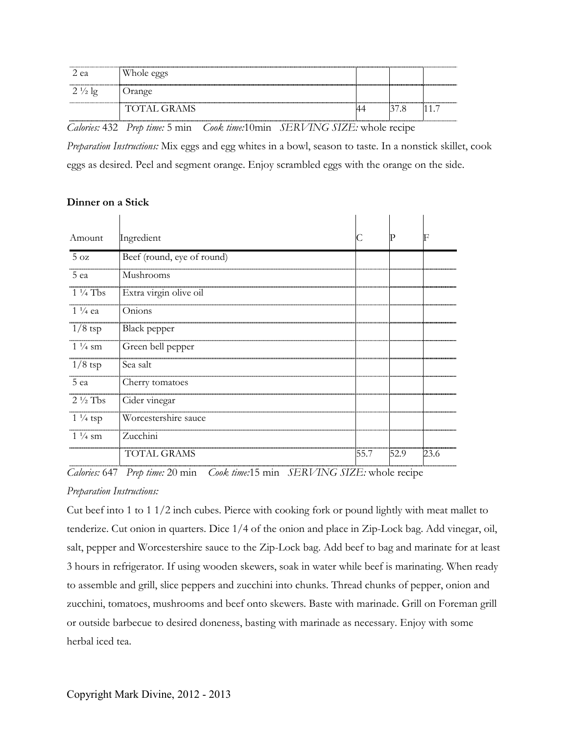| | | | | |
|---|---|---|---|---|
| 2 ea | Whole eggs | | | |
| 2 ½ lg | Orange | | | |
| | TOTAL GRAMS | 44 | 37.8 | 11.7 |

*Calories:* 432 *Prep time:* 5 min *Cook time:*10min *SERVING SIZE:* whole recipe

*Preparation Instructions:* Mix eggs and egg whites in a bowl, season to taste. In a nonstick skillet, cook eggs as desired. Peel and segment orange. Enjoy scrambled eggs with the orange on the side.

**Dinner on a Stick**

| Amount | Ingredient | C | P | F |
|---|---|---|---|---|
| 5 oz | Beef (round, eye of round) | | | |
| 5 ea | Mushrooms | | | |
| 1 ¼ Tbs | Extra virgin olive oil | | | |
| 1 ¼ ea | Onions | | | |
| 1/8 tsp | Black pepper | | | |
| 1 ¼ sm | Green bell pepper | | | |
| 1/8 tsp | Sea salt | | | |
| 5 ea | Cherry tomatoes | | | |
| 2 ½ Tbs | Cider vinegar | | | |
| 1 ¼ tsp | Worcestershire sauce | | | |
| 1 ¼ sm | Zucchini | | | |
| | TOTAL GRAMS | 55.7 | 52.9 | 23.6 |

*Calories:* 647 *Prep time:* 20 min *Cook time:*15 min *SERVING SIZE:* whole recipe

*Preparation Instructions:*

Cut beef into 1 to 1 1/2 inch cubes. Pierce with cooking fork or pound lightly with meat mallet to tenderize. Cut onion in quarters. Dice 1/4 of the onion and place in Zip-Lock bag. Add vinegar, oil, salt, pepper and Worcestershire sauce to the Zip-Lock bag. Add beef to bag and marinate for at least 3 hours in refrigerator. If using wooden skewers, soak in water while beef is marinating. When ready to assemble and grill, slice peppers and zucchini into chunks. Thread chunks of pepper, onion and zucchini, tomatoes, mushrooms and beef onto skewers. Baste with marinade. Grill on Foreman grill or outside barbecue to desired doneness, basting with marinade as necessary. Enjoy with some herbal iced tea.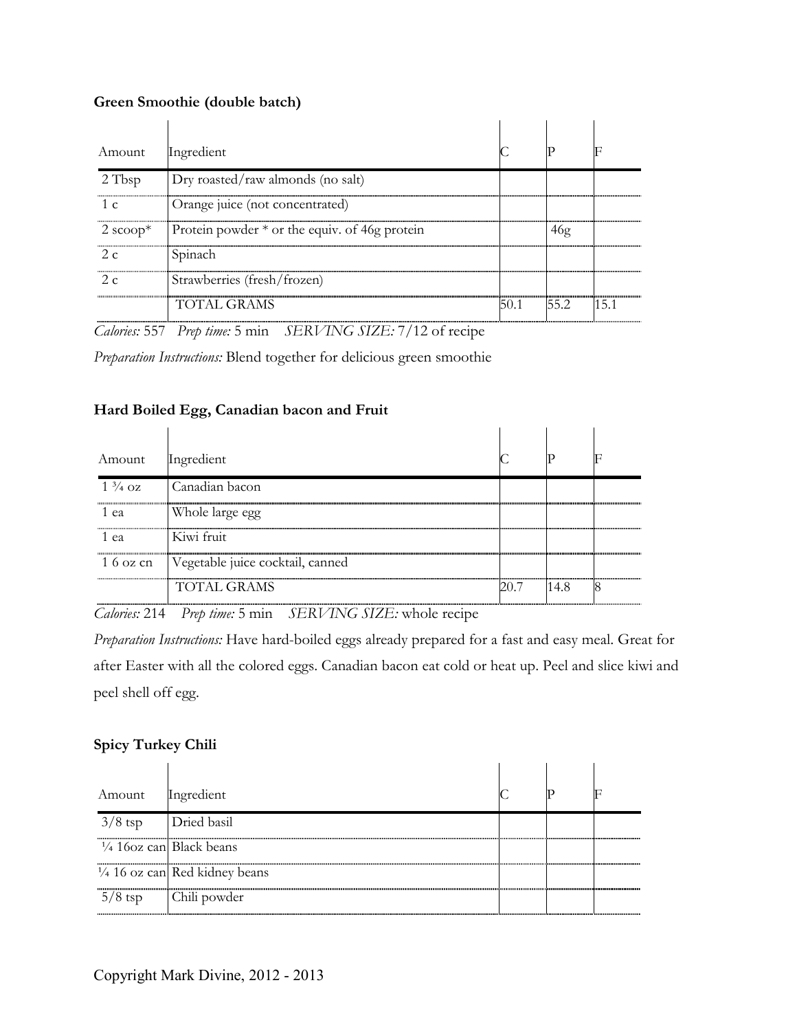**Green Smoothie (double batch)**

| Amount | Ingredient | C | P | F |
|---|---|---|---|---|
| 2 Tbsp | Dry roasted/raw almonds (no salt) | | | |
| 1 c | Orange juice (not concentrated) | | | |
| 2 scoop* | Protein powder * or the equiv. of 46g protein | | 46g | |
| 2 c | Spinach | | | |
| 2 c | Strawberries (fresh/frozen) | | | |
| | TOTAL GRAMS | 50.1 | 55.2 | 15.1 |

*Calories:* 557 *Prep time:* 5 min *SERVING SIZE:* 7/12 of recipe

*Preparation Instructions:* Blend together for delicious green smoothie

**Hard Boiled Egg, Canadian bacon and Fruit**

| Amount | Ingredient | C | P | F |
|---|---|---|---|---|
| 1 ¾ oz | Canadian bacon | | | |
| 1 ea | Whole large egg | | | |
| 1 ea | Kiwi fruit | | | |
| 1 6 oz cn | Vegetable juice cocktail, canned | | | |
| | TOTAL GRAMS | 20.7 | 14.8 | 8 |

*Calories:* 214 *Prep time:* 5 min *SERVING SIZE:* whole recipe

*Preparation Instructions:* Have hard-boiled eggs already prepared for a fast and easy meal. Great for after Easter with all the colored eggs. Canadian bacon eat cold or heat up. Peel and slice kiwi and peel shell off egg.

**Spicy Turkey Chili**

| Amount | Ingredient | C | P | F |
|---|---|---|---|---|
| 3/8 tsp | Dried basil | | | |
| ¼ 16oz can | Black beans | | | |
| ¼ 16 oz can | Red kidney beans | | | |
| 5/8 tsp | Chili powder | | | |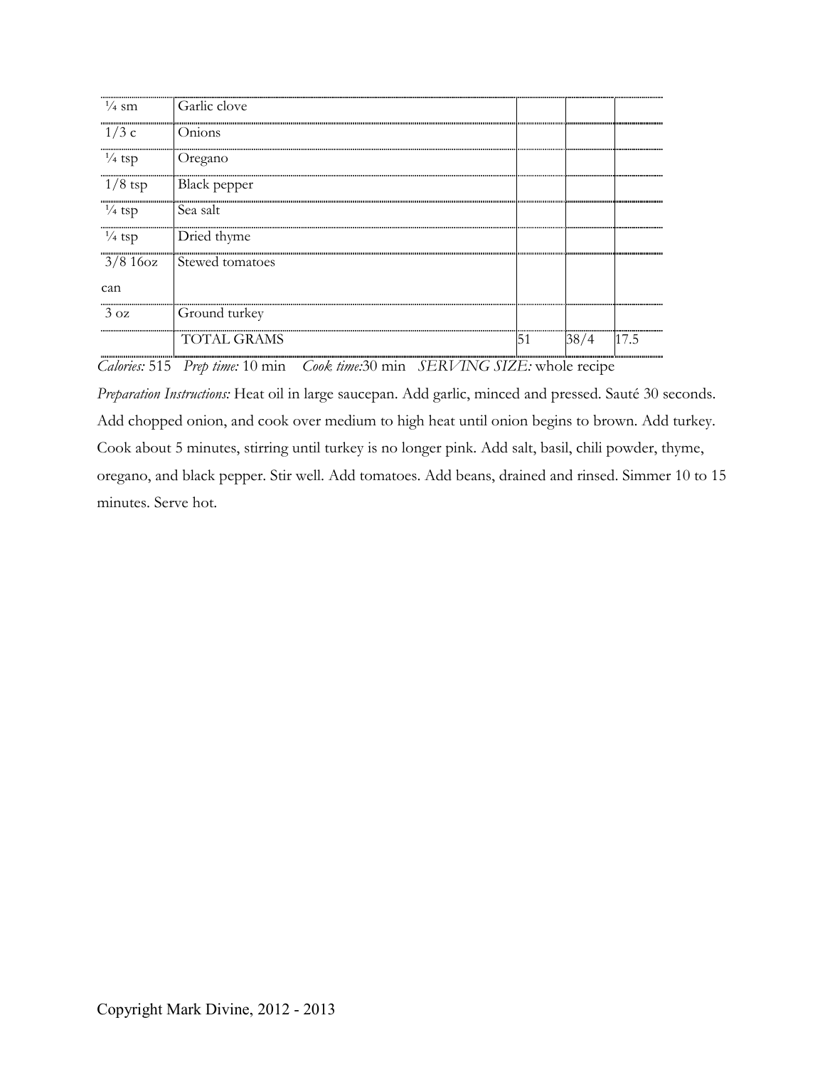| | | | | |
|---|---|---|---|---|
| ¼ sm | Garlic clove | | | |
| 1/3 c | Onions | | | |
| ¼ tsp | Oregano | | | |
| 1/8 tsp | Black pepper | | | |
| ¼ tsp | Sea salt | | | |
| ¼ tsp | Dried thyme | | | |
| 3/8 16oz can | Stewed tomatoes | | | |
| 3 oz | Ground turkey | | | |
| | TOTAL GRAMS | 51 | 38/4 | 17.5 |

*Calories:* 515 *Prep time:* 10 min *Cook time:*30 min *SERVING SIZE:* whole recipe

*Preparation Instructions:* Heat oil in large saucepan. Add garlic, minced and pressed. Sauté 30 seconds. Add chopped onion, and cook over medium to high heat until onion begins to brown. Add turkey. Cook about 5 minutes, stirring until turkey is no longer pink. Add salt, basil, chili powder, thyme, oregano, and black pepper. Stir well. Add tomatoes. Add beans, drained and rinsed. Simmer 10 to 15 minutes. Serve hot.

Copyright Mark Divine, 2012 - 2013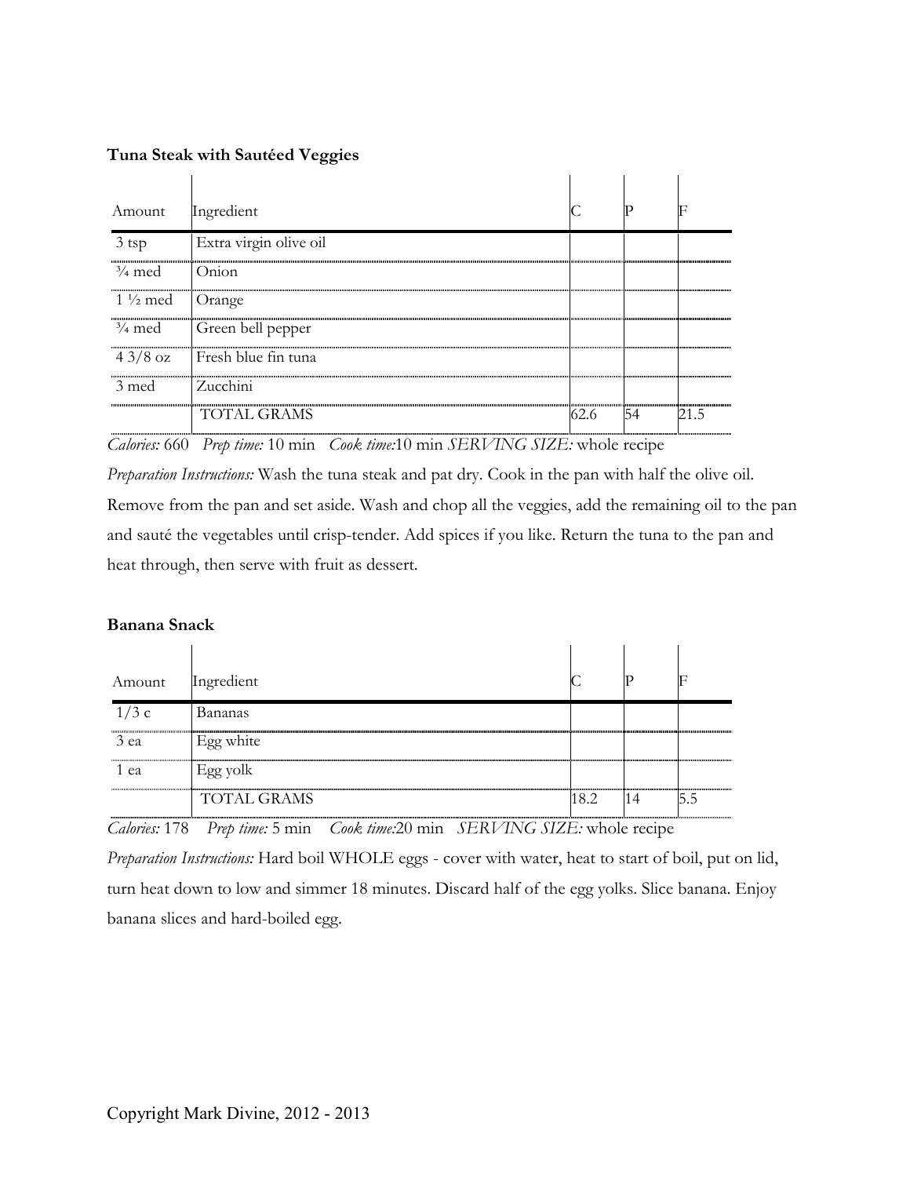**Tuna Steak with Sautéed Veggies**

| Amount | Ingredient | C | P | F |
|---|---|---|---|---|
| 3 tsp | Extra virgin olive oil | | | |
| ¾ med | Onion | | | |
| 1 ½ med | Orange | | | |
| ¾ med | Green bell pepper | | | |
| 4 3/8 oz | Fresh blue fin tuna | | | |
| 3 med | Zucchini | | | |
| | TOTAL GRAMS | 62.6 | 54 | 21.5 |

*Calories:* 660 *Prep time:* 10 min *Cook time:*10 min *SERVING SIZE:* whole recipe

*Preparation Instructions:* Wash the tuna steak and pat dry. Cook in the pan with half the olive oil. Remove from the pan and set aside. Wash and chop all the veggies, add the remaining oil to the pan and sauté the vegetables until crisp-tender. Add spices if you like. Return the tuna to the pan and heat through, then serve with fruit as dessert.

**Banana Snack**

| Amount | Ingredient | C | P | F |
|---|---|---|---|---|
| 1/3 c | Bananas | | | |
| 3 ea | Egg white | | | |
| 1 ea | Egg yolk | | | |
| | TOTAL GRAMS | 18.2 | 14 | 5.5 |

*Calories:* 178 *Prep time:* 5 min *Cook time:*20 min *SERVING SIZE:* whole recipe

*Preparation Instructions:* Hard boil WHOLE eggs - cover with water, heat to start of boil, put on lid, turn heat down to low and simmer 18 minutes. Discard half of the egg yolks. Slice banana. Enjoy banana slices and hard-boiled egg.

Copyright Mark Divine, 2012 - 2013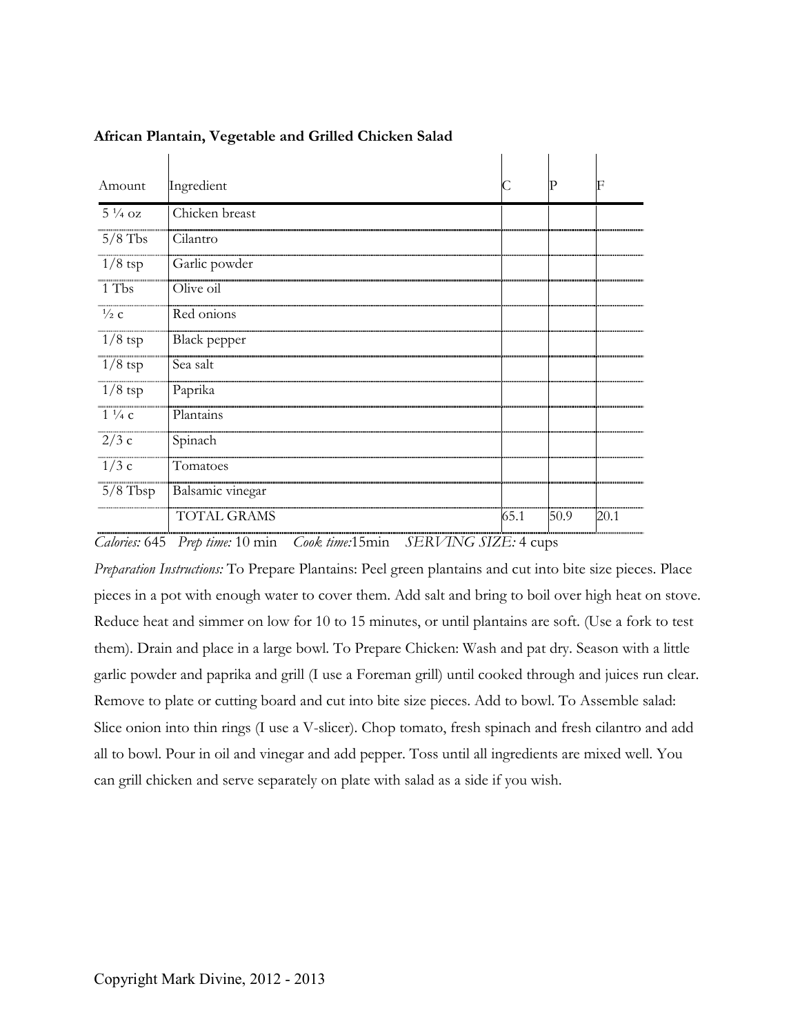**African Plantain, Vegetable and Grilled Chicken Salad**

| Amount | Ingredient | C | P | F |
|---|---|---|---|---|
| 5 ¼ oz | Chicken breast | | | |
| 5/8 Tbs | Cilantro | | | |
| 1/8 tsp | Garlic powder | | | |
| 1 Tbs | Olive oil | | | |
| ½ c | Red onions | | | |
| 1/8 tsp | Black pepper | | | |
| 1/8 tsp | Sea salt | | | |
| 1/8 tsp | Paprika | | | |
| 1 ¼ c | Plantains | | | |
| 2/3 c | Spinach | | | |
| 1/3 c | Tomatoes | | | |
| 5/8 Tbsp | Balsamic vinegar | | | |
| | TOTAL GRAMS | 65.1 | 50.9 | 20.1 |

*Calories:* 645 *Prep time:* 10 min *Cook time:*15min *SERVING SIZE:* 4 cups

*Preparation Instructions:* To Prepare Plantains: Peel green plantains and cut into bite size pieces. Place pieces in a pot with enough water to cover them. Add salt and bring to boil over high heat on stove. Reduce heat and simmer on low for 10 to 15 minutes, or until plantains are soft. (Use a fork to test them). Drain and place in a large bowl. To Prepare Chicken: Wash and pat dry. Season with a little garlic powder and paprika and grill (I use a Foreman grill) until cooked through and juices run clear. Remove to plate or cutting board and cut into bite size pieces. Add to bowl. To Assemble salad: Slice onion into thin rings (I use a V-slicer). Chop tomato, fresh spinach and fresh cilantro and add all to bowl. Pour in oil and vinegar and add pepper. Toss until all ingredients are mixed well. You can grill chicken and serve separately on plate with salad as a side if you wish.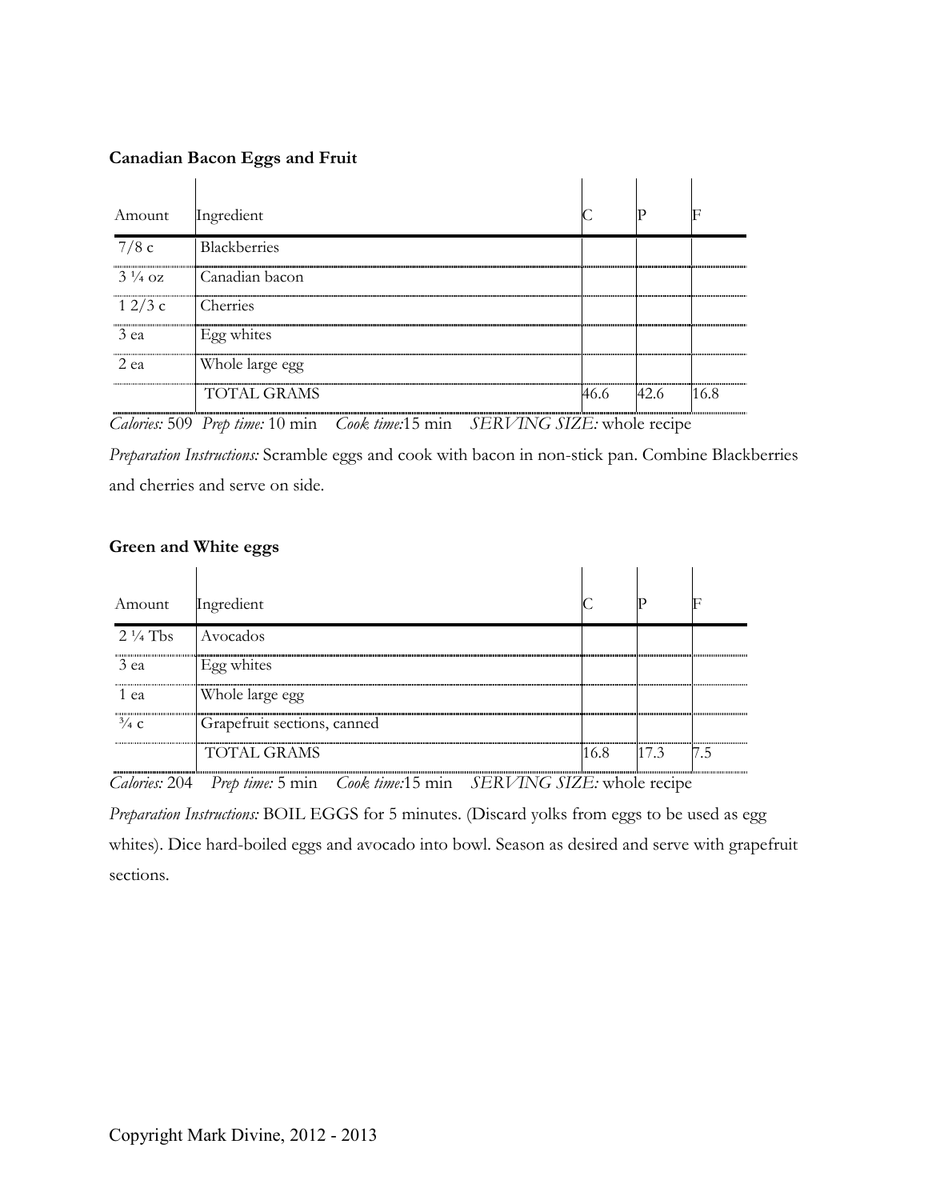**Canadian Bacon Eggs and Fruit**

| Amount | Ingredient | C | P | F |
|---|---|---|---|---|
| 7/8 c | Blackberries | | | |
| 3 ¼ oz | Canadian bacon | | | |
| 1 2/3 c | Cherries | | | |
| 3 ea | Egg whites | | | |
| 2 ea | Whole large egg | | | |
| | TOTAL GRAMS | 46.6 | 42.6 | 16.8 |

*Calories:* 509 *Prep time:* 10 min *Cook time:*15 min *SERVING SIZE:* whole recipe

*Preparation Instructions:* Scramble eggs and cook with bacon in non-stick pan. Combine Blackberries and cherries and serve on side.

**Green and White eggs**

| Amount | Ingredient | C | P | F |
|---|---|---|---|---|
| 2 ¼ Tbs | Avocados | | | |
| 3 ea | Egg whites | | | |
| 1 ea | Whole large egg | | | |
| ¾ c | Grapefruit sections, canned | | | |
| | TOTAL GRAMS | 16.8 | 17.3 | 7.5 |

*Calories:* 204 *Prep time:* 5 min *Cook time:*15 min *SERVING SIZE:* whole recipe

*Preparation Instructions:* BOIL EGGS for 5 minutes. (Discard yolks from eggs to be used as egg whites). Dice hard-boiled eggs and avocado into bowl. Season as desired and serve with grapefruit sections.

Copyright Mark Divine, 2012 - 2013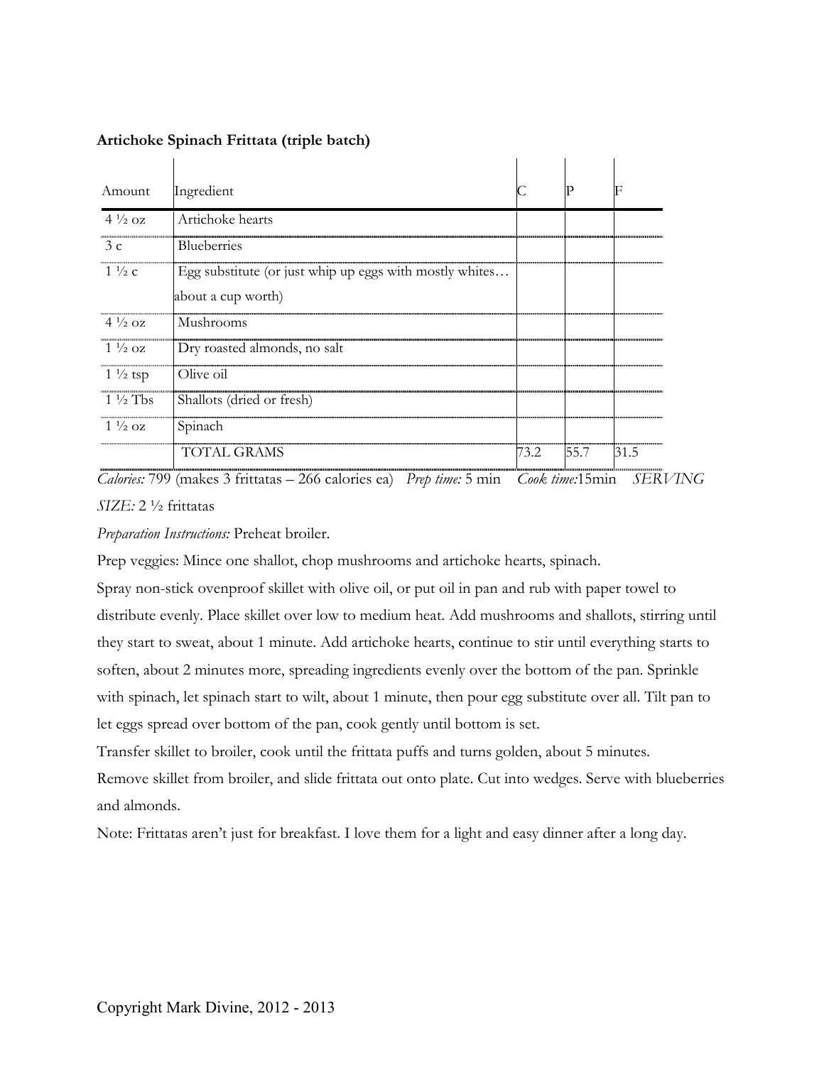**Artichoke Spinach Frittata (triple batch)**

| Amount | Ingredient | C | P | F |
|---|---|---|---|---|
| 4 ½ oz | Artichoke hearts | | | |
| 3 c | Blueberries | | | |
| 1 ½ c | Egg substitute (or just whip up eggs with mostly whites… about a cup worth) | | | |
| 4 ½ oz | Mushrooms | | | |
| 1 ½ oz | Dry roasted almonds, no salt | | | |
| 1 ½ tsp | Olive oil | | | |
| 1 ½ Tbs | Shallots (dried or fresh) | | | |
| 1 ½ oz | Spinach | | | |
| | TOTAL GRAMS | 73.2 | 55.7 | 31.5 |

*Calories:* 799 (makes 3 frittatas – 266 calories ea) *Prep time:* 5 min *Cook time:*15min *SERVING SIZE:* 2 ½ frittatas

*Preparation Instructions:* Preheat broiler.

Prep veggies: Mince one shallot, chop mushrooms and artichoke hearts, spinach.

Spray non-stick ovenproof skillet with olive oil, or put oil in pan and rub with paper towel to distribute evenly. Place skillet over low to medium heat. Add mushrooms and shallots, stirring until they start to sweat, about 1 minute. Add artichoke hearts, continue to stir until everything starts to soften, about 2 minutes more, spreading ingredients evenly over the bottom of the pan. Sprinkle with spinach, let spinach start to wilt, about 1 minute, then pour egg substitute over all. Tilt pan to let eggs spread over bottom of the pan, cook gently until bottom is set.

Transfer skillet to broiler, cook until the frittata puffs and turns golden, about 5 minutes.

Remove skillet from broiler, and slide frittata out onto plate. Cut into wedges. Serve with blueberries and almonds.

Note: Frittatas aren't just for breakfast. I love them for a light and easy dinner after a long day.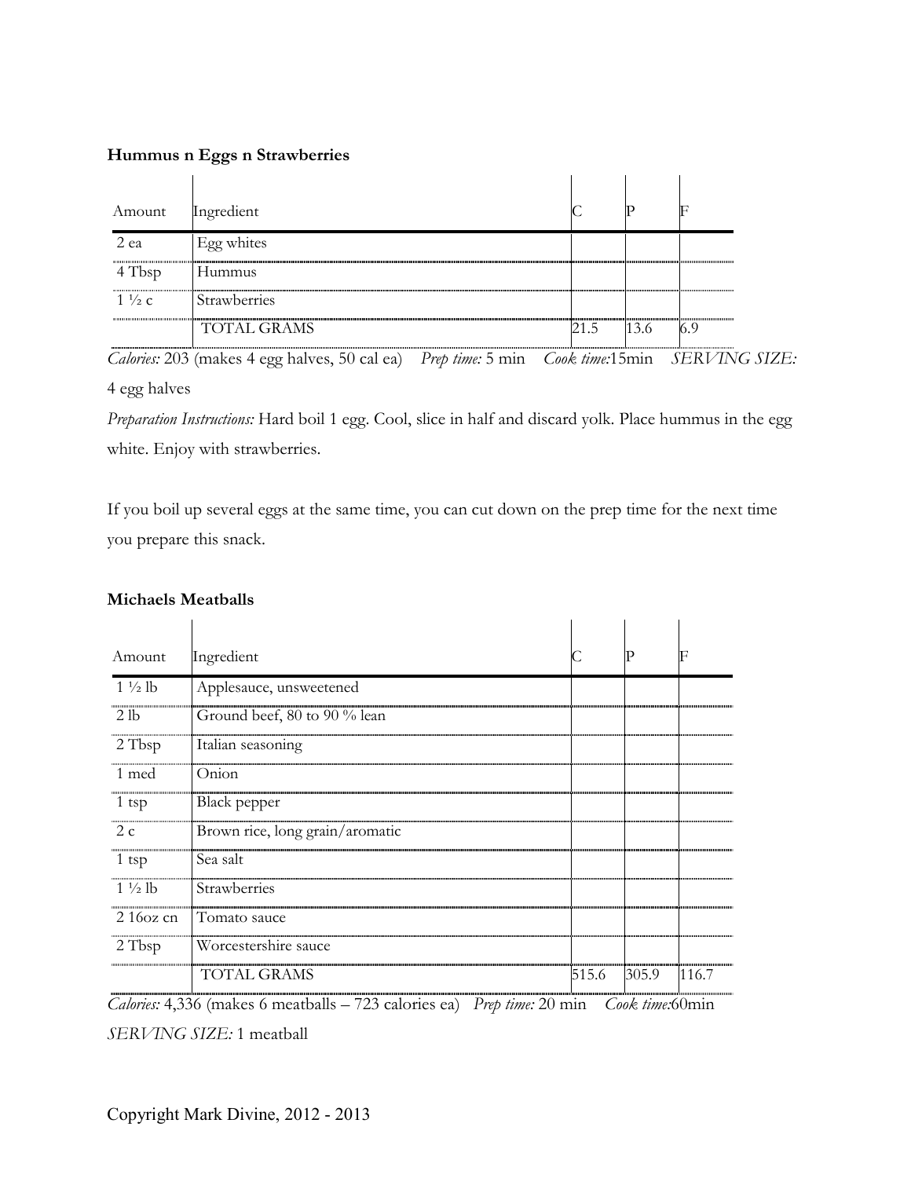**Hummus n Eggs n Strawberries**

| Amount | Ingredient | C | P | F |
|---|---|---|---|---|
| 2 ea | Egg whites | | | |
| 4 Tbsp | Hummus | | | |
| 1 ½ c | Strawberries | | | |
| | TOTAL GRAMS | 21.5 | 13.6 | 6.9 |

*Calories:* 203 (makes 4 egg halves, 50 cal ea) *Prep time:* 5 min *Cook time:*15min *SERVING SIZE:* 4 egg halves

*Preparation Instructions:* Hard boil 1 egg. Cool, slice in half and discard yolk. Place hummus in the egg white. Enjoy with strawberries.

If you boil up several eggs at the same time, you can cut down on the prep time for the next time you prepare this snack.

**Michaels Meatballs**

| Amount | Ingredient | C | P | F |
|---|---|---|---|---|
| 1 ½ lb | Applesauce, unsweetened | | | |
| 2 lb | Ground beef, 80 to 90 % lean | | | |
| 2 Tbsp | Italian seasoning | | | |
| 1 med | Onion | | | |
| 1 tsp | Black pepper | | | |
| 2 c | Brown rice, long grain/aromatic | | | |
| 1 tsp | Sea salt | | | |
| 1 ½ lb | Strawberries | | | |
| 2 16oz cn | Tomato sauce | | | |
| 2 Tbsp | Worcestershire sauce | | | |
| | TOTAL GRAMS | 515.6 | 305.9 | 116.7 |

*Calories:* 4,336 (makes 6 meatballs – 723 calories ea) *Prep time:* 20 min *Cook time:*60min *SERVING SIZE:* 1 meatball

Copyright Mark Divine, 2012 - 2013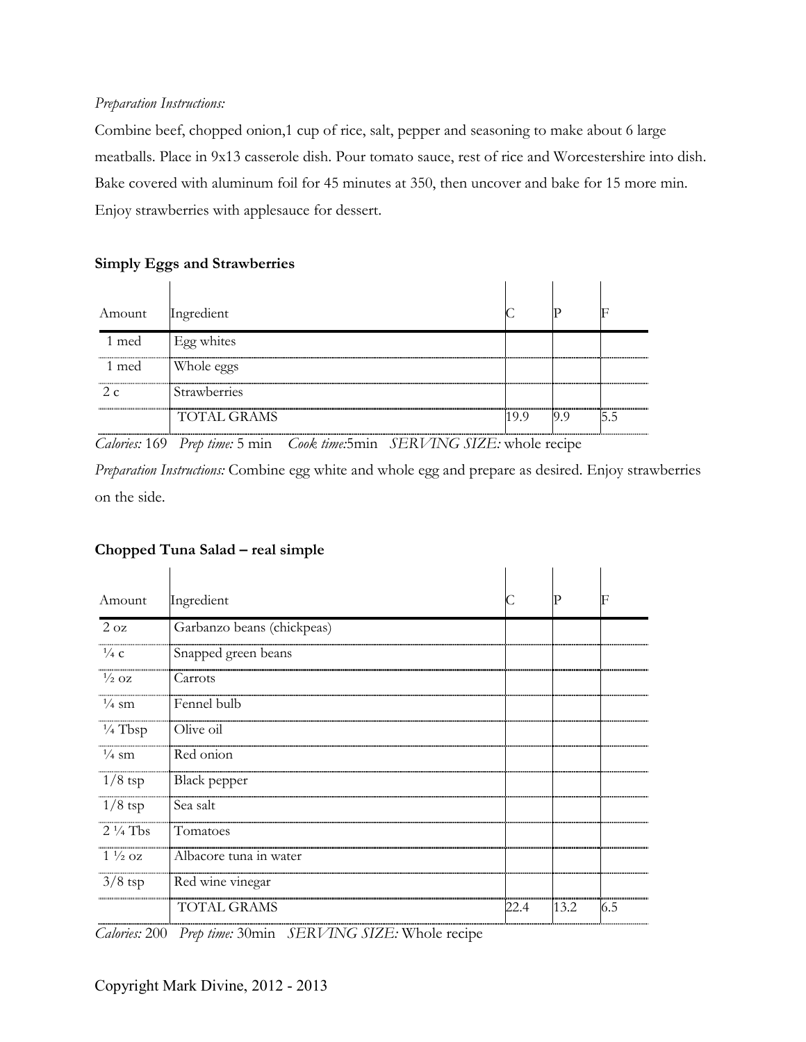*Preparation Instructions:*

Combine beef, chopped onion,1 cup of rice, salt, pepper and seasoning to make about 6 large meatballs. Place in 9x13 casserole dish. Pour tomato sauce, rest of rice and Worcestershire into dish. Bake covered with aluminum foil for 45 minutes at 350, then uncover and bake for 15 more min. Enjoy strawberries with applesauce for dessert.

**Simply Eggs and Strawberries**

| Amount | Ingredient | C | P | F |
|---|---|---|---|---|
| 1 med | Egg whites | | | |
| 1 med | Whole eggs | | | |
| 2 c | Strawberries | | | |
| | TOTAL GRAMS | 19.9 | 9.9 | 5.5 |

*Calories:* 169 *Prep time:* 5 min *Cook time:*5min *SERVING SIZE:* whole recipe

*Preparation Instructions:* Combine egg white and whole egg and prepare as desired. Enjoy strawberries on the side.

**Chopped Tuna Salad – real simple**

| Amount | Ingredient | C | P | F |
|---|---|---|---|---|
| 2 oz | Garbanzo beans (chickpeas) | | | |
| ¼ c | Snapped green beans | | | |
| ½ oz | Carrots | | | |
| ¼ sm | Fennel bulb | | | |
| ¼ Tbsp | Olive oil | | | |
| ¼ sm | Red onion | | | |
| 1/8 tsp | Black pepper | | | |
| 1/8 tsp | Sea salt | | | |
| 2 ¼ Tbs | Tomatoes | | | |
| 1 ½ oz | Albacore tuna in water | | | |
| 3/8 tsp | Red wine vinegar | | | |
| | TOTAL GRAMS | 22.4 | 13.2 | 6.5 |

*Calories:* 200 *Prep time:* 30min *SERVING SIZE:* Whole recipe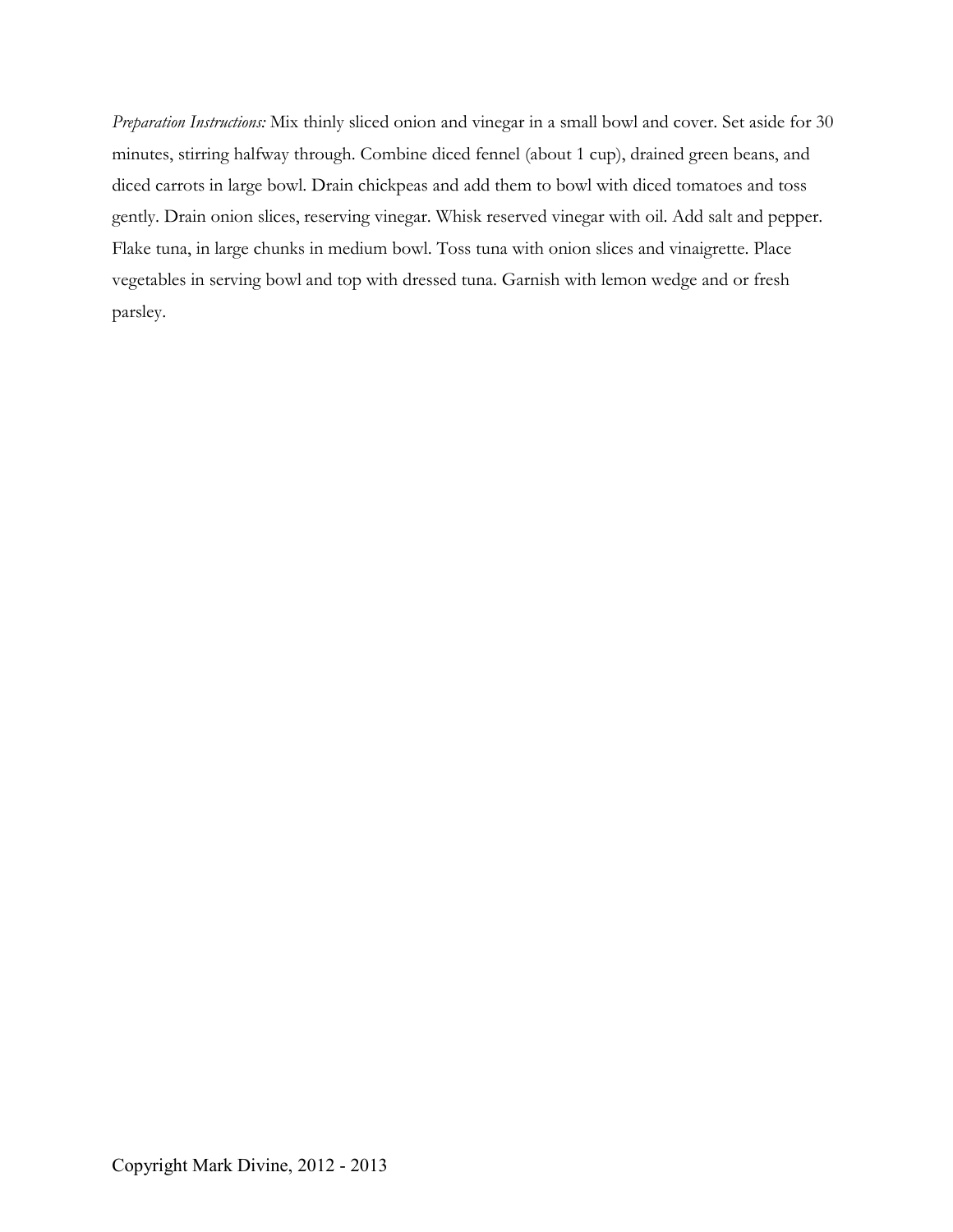*Preparation Instructions:* Mix thinly sliced onion and vinegar in a small bowl and cover. Set aside for 30 minutes, stirring halfway through. Combine diced fennel (about 1 cup), drained green beans, and diced carrots in large bowl. Drain chickpeas and add them to bowl with diced tomatoes and toss gently. Drain onion slices, reserving vinegar. Whisk reserved vinegar with oil. Add salt and pepper. Flake tuna, in large chunks in medium bowl. Toss tuna with onion slices and vinaigrette. Place vegetables in serving bowl and top with dressed tuna. Garnish with lemon wedge and or fresh parsley.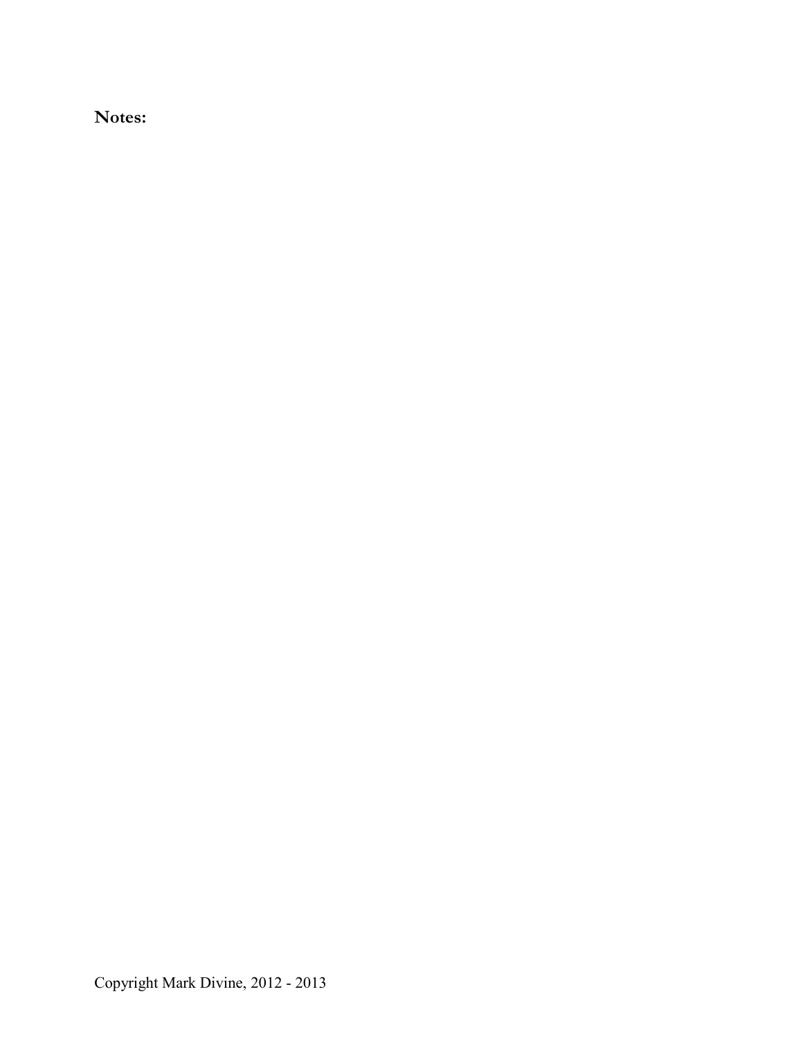**Notes:**

Copyright Mark Divine, 2012 - 2013